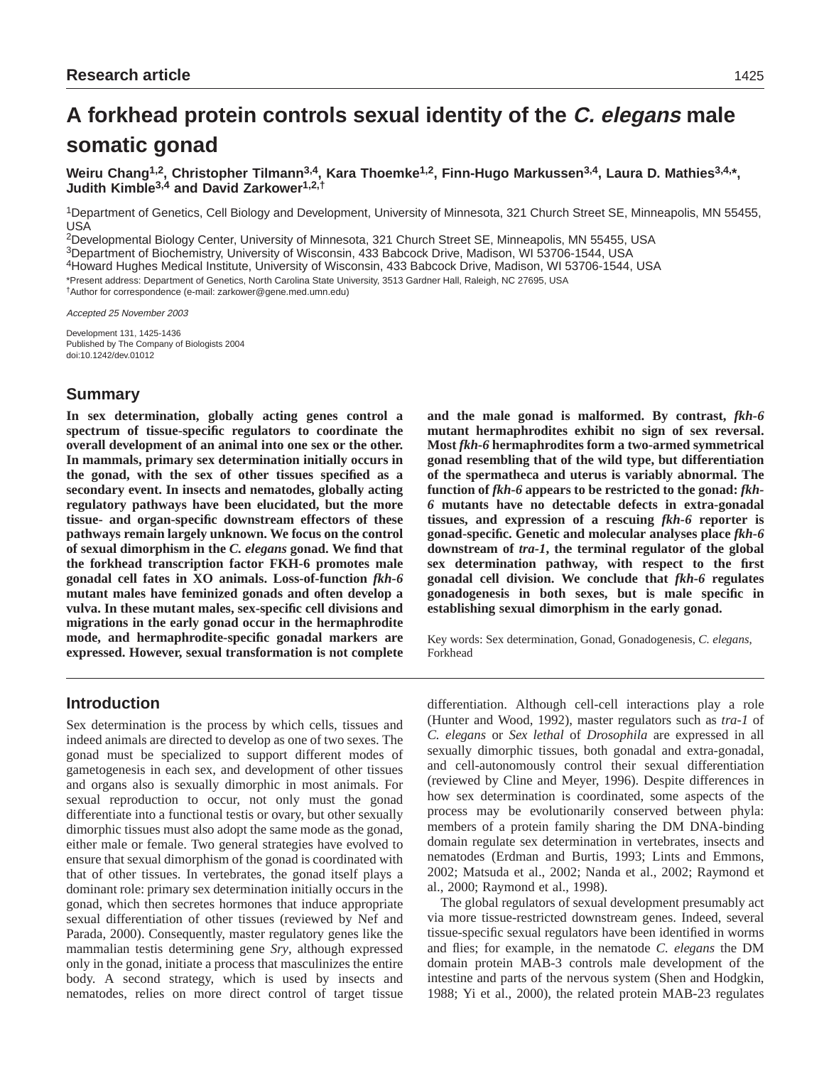Research article

# A forkhead protein controls sexual identity of the *C. elegans* male somatic gonad

**Weiru Chang[1,2], Christopher Tilmann[3,4], Kara Thoemke[1,2], Finn-Hugo Markussen[3,4], Laura D. Mathies[3,4,*], Judith Kimble[3,4] and David Zarkower[1,2,†]**

[1]Department of Genetics, Cell Biology and Development, University of Minnesota, 321 Church Street SE, Minneapolis, MN 55455, USA
[2]Developmental Biology Center, University of Minnesota, 321 Church Street SE, Minneapolis, MN 55455, USA
[3]Department of Biochemistry, University of Wisconsin, 433 Babcock Drive, Madison, WI 53706-1544, USA
[4]Howard Hughes Medical Institute, University of Wisconsin, 433 Babcock Drive, Madison, WI 53706-1544, USA
*Present address: Department of Genetics, North Carolina State University, 3513 Gardner Hall, Raleigh, NC 27695, USA
†Author for correspondence (e-mail: zarkower@gene.med.umn.edu)

*Accepted 25 November 2003*

Development 131, 1425-1436
Published by The Company of Biologists 2004
doi:10.1242/dev.01012

## Summary

**In sex determination, globally acting genes control a spectrum of tissue-specific regulators to coordinate the overall development of an animal into one sex or the other. In mammals, primary sex determination initially occurs in the gonad, with the sex of other tissues specified as a secondary event. In insects and nematodes, globally acting regulatory pathways have been elucidated, but the more tissue- and organ-specific downstream effectors of these pathways remain largely unknown. We focus on the control of sexual dimorphism in the *C. elegans* gonad. We find that the forkhead transcription factor FKH-6 promotes male gonadal cell fates in XO animals. Loss-of-function *fkh-6* mutant males have feminized gonads and often develop a vulva. In these mutant males, sex-specific cell divisions and migrations in the early gonad occur in the hermaphrodite mode, and hermaphrodite-specific gonadal markers are expressed. However, sexual transformation is not complete and the male gonad is malformed. By contrast, *fkh-6* mutant hermaphrodites exhibit no sign of sex reversal. Most *fkh-6* hermaphrodites form a two-armed symmetrical gonad resembling that of the wild type, but differentiation of the spermatheca and uterus is variably abnormal. The function of *fkh-6* appears to be restricted to the gonad: *fkh-6* mutants have no detectable defects in extra-gonadal tissues, and expression of a rescuing *fkh-6* reporter is gonad-specific. Genetic and molecular analyses place *fkh-6* downstream of *tra-1*, the terminal regulator of the global sex determination pathway, with respect to the first gonadal cell division. We conclude that *fkh-6* regulates gonadogenesis in both sexes, but is male specific in establishing sexual dimorphism in the early gonad.**

Key words: Sex determination, Gonad, Gonadogenesis, *C. elegans*, Forkhead

## Introduction

Sex determination is the process by which cells, tissues and indeed animals are directed to develop as one of two sexes. The gonad must be specialized to support different modes of gametogenesis in each sex, and development of other tissues and organs also is sexually dimorphic in most animals. For sexual reproduction to occur, not only must the gonad differentiate into a functional testis or ovary, but other sexually dimorphic tissues must also adopt the same mode as the gonad, either male or female. Two general strategies have evolved to ensure that sexual dimorphism of the gonad is coordinated with that of other tissues. In vertebrates, the gonad itself plays a dominant role: primary sex determination initially occurs in the gonad, which then secretes hormones that induce appropriate sexual differentiation of other tissues (reviewed by Nef and Parada, 2000). Consequently, master regulatory genes like the mammalian testis determining gene *Sry*, although expressed only in the gonad, initiate a process that masculinizes the entire body. A second strategy, which is used by insects and nematodes, relies on more direct control of target tissue differentiation. Although cell-cell interactions play a role (Hunter and Wood, 1992), master regulators such as *tra-1* of *C. elegans* or *Sex lethal* of *Drosophila* are expressed in all sexually dimorphic tissues, both gonadal and extra-gonadal, and cell-autonomously control their sexual differentiation (reviewed by Cline and Meyer, 1996). Despite differences in how sex determination is coordinated, some aspects of the process may be evolutionarily conserved between phyla: members of a protein family sharing the DM DNA-binding domain regulate sex determination in vertebrates, insects and nematodes (Erdman and Burtis, 1993; Lints and Emmons, 2002; Matsuda et al., 2002; Nanda et al., 2002; Raymond et al., 2000; Raymond et al., 1998).

The global regulators of sexual development presumably act via more tissue-restricted downstream genes. Indeed, several tissue-specific sexual regulators have been identified in worms and flies; for example, in the nematode *C. elegans* the DM domain protein MAB-3 controls male development of the intestine and parts of the nervous system (Shen and Hodgkin, 1988; Yi et al., 2000), the related protein MAB-23 regulates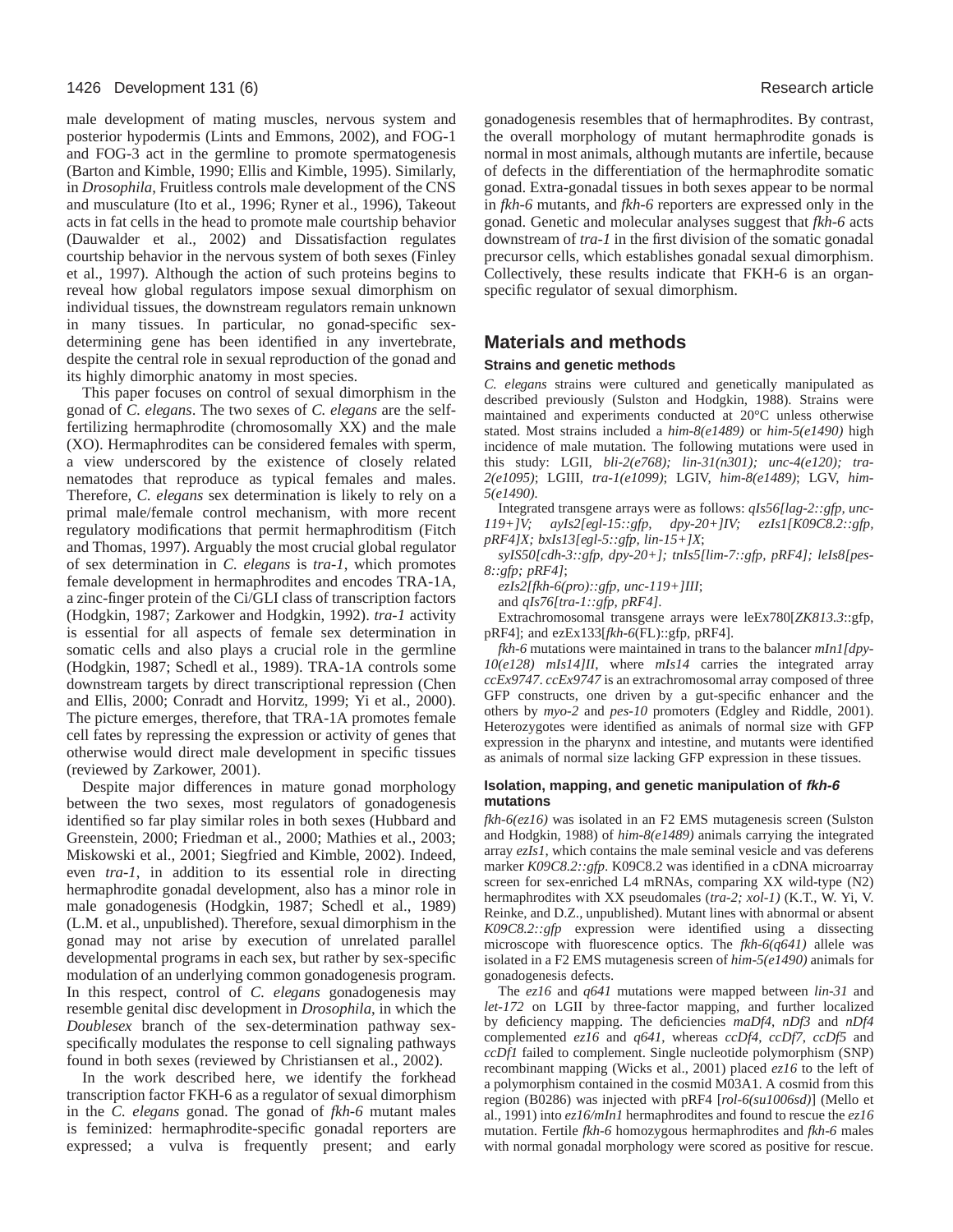male development of mating muscles, nervous system and posterior hypodermis (Lints and Emmons, 2002), and FOG-1 and FOG-3 act in the germline to promote spermatogenesis (Barton and Kimble, 1990; Ellis and Kimble, 1995). Similarly, in *Drosophila*, Fruitless controls male development of the CNS and musculature (Ito et al., 1996; Ryner et al., 1996), Takeout acts in fat cells in the head to promote male courtship behavior (Dauwalder et al., 2002) and Dissatisfaction regulates courtship behavior in the nervous system of both sexes (Finley et al., 1997). Although the action of such proteins begins to reveal how global regulators impose sexual dimorphism on individual tissues, the downstream regulators remain unknown in many tissues. In particular, no gonad-specific sex-determining gene has been identified in any invertebrate, despite the central role in sexual reproduction of the gonad and its highly dimorphic anatomy in most species.

This paper focuses on control of sexual dimorphism in the gonad of *C. elegans*. The two sexes of *C. elegans* are the self-fertilizing hermaphrodite (chromosomally XX) and the male (XO). Hermaphrodites can be considered females with sperm, a view underscored by the existence of closely related nematodes that reproduce as typical females and males. Therefore, *C. elegans* sex determination is likely to rely on a primal male/female control mechanism, with more recent regulatory modifications that permit hermaphroditism (Fitch and Thomas, 1997). Arguably the most crucial global regulator of sex determination in *C. elegans* is *tra-1*, which promotes female development in hermaphrodites and encodes TRA-1A, a zinc-finger protein of the Ci/GLI class of transcription factors (Hodgkin, 1987; Zarkower and Hodgkin, 1992). *tra-1* activity is essential for all aspects of female sex determination in somatic cells and also plays a crucial role in the germline (Hodgkin, 1987; Schedl et al., 1989). TRA-1A controls some downstream targets by direct transcriptional repression (Chen and Ellis, 2000; Conradt and Horvitz, 1999; Yi et al., 2000). The picture emerges, therefore, that TRA-1A promotes female cell fates by repressing the expression or activity of genes that otherwise would direct male development in specific tissues (reviewed by Zarkower, 2001).

Despite major differences in mature gonad morphology between the two sexes, most regulators of gonadogenesis identified so far play similar roles in both sexes (Hubbard and Greenstein, 2000; Friedman et al., 2000; Mathies et al., 2003; Miskowski et al., 2001; Siegfried and Kimble, 2002). Indeed, even *tra-1*, in addition to its essential role in directing hermaphrodite gonadal development, also has a minor role in male gonadogenesis (Hodgkin, 1987; Schedl et al., 1989) (L.M. et al., unpublished). Therefore, sexual dimorphism in the gonad may not arise by execution of unrelated parallel developmental programs in each sex, but rather by sex-specific modulation of an underlying common gonadogenesis program. In this respect, control of *C. elegans* gonadogenesis may resemble genital disc development in *Drosophila*, in which the *Doublesex* branch of the sex-determination pathway sex-specifically modulates the response to cell signaling pathways found in both sexes (reviewed by Christiansen et al., 2002).

In the work described here, we identify the forkhead transcription factor FKH-6 as a regulator of sexual dimorphism in the *C. elegans* gonad. The gonad of *fkh-6* mutant males is feminized: hermaphrodite-specific gonadal reporters are expressed; a vulva is frequently present; and early gonadogenesis resembles that of hermaphrodites. By contrast, the overall morphology of mutant hermaphrodite gonads is normal in most animals, although mutants are infertile, because of defects in the differentiation of the hermaphrodite somatic gonad. Extra-gonadal tissues in both sexes appear to be normal in *fkh-6* mutants, and *fkh-6* reporters are expressed only in the gonad. Genetic and molecular analyses suggest that *fkh-6* acts downstream of *tra-1* in the first division of the somatic gonadal precursor cells, which establishes gonadal sexual dimorphism. Collectively, these results indicate that FKH-6 is an organ-specific regulator of sexual dimorphism.

## Materials and methods

### Strains and genetic methods

*C. elegans* strains were cultured and genetically manipulated as described previously (Sulston and Hodgkin, 1988). Strains were maintained and experiments conducted at 20°C unless otherwise stated. Most strains included a *him-8(e1489)* or *him-5(e1490)* high incidence of male mutation. The following mutations were used in this study: LGII, *bli-2(e768); lin-31(n301); unc-4(e120); tra-2(e1095)*; LGIII, *tra-1(e1099)*; LGIV, *him-8(e1489)*; LGV, *him-5(e1490).*

Integrated transgene arrays were as follows: *qIs56[lag-2::gfp, unc-119+]V; ayIs2[egl-15::gfp, dpy-20+]IV; ezIs1[K09C8.2::gfp, pRF4]X; bxIs13[egl-5::gfp, lin-15+]X*;

*syIS50[cdh-3::gfp, dpy-20+]; tnIs5[lim-7::gfp, pRF4]; leIs8[pes-8::gfp; pRF4]*;

*ezIs2[fkh-6(pro)::gfp, unc-119+]III*;

and *qIs76[tra-1::gfp, pRF4]*.

Extrachromosomal transgene arrays were leEx780[*ZK813.3*::gfp, pRF4]; and ezEx133[*fkh-6*(FL)::gfp, pRF4].

*fkh-6* mutations were maintained in trans to the balancer *mIn1[dpy-10(e128) mIs14]II*, where *mIs14* carries the integrated array *ccEx9747*. *ccEx9747* is an extrachromosomal array composed of three GFP constructs, one driven by a gut-specific enhancer and the others by *myo-2* and *pes-10* promoters (Edgley and Riddle, 2001). Heterozygotes were identified as animals of normal size with GFP expression in the pharynx and intestine, and mutants were identified as animals of normal size lacking GFP expression in these tissues.

### Isolation, mapping, and genetic manipulation of *fkh-6* mutations

*fkh-6(ez16)* was isolated in an F2 EMS mutagenesis screen (Sulston and Hodgkin, 1988) of *him-8(e1489)* animals carrying the integrated array *ezIs1*, which contains the male seminal vesicle and vas deferens marker *K09C8.2::gfp*. K09C8.2 was identified in a cDNA microarray screen for sex-enriched L4 mRNAs, comparing XX wild-type (N2) hermaphrodites with XX pseudomales (*tra-2; xol-1)* (K.T., W. Yi, V. Reinke, and D.Z., unpublished). Mutant lines with abnormal or absent *K09C8.2::gfp* expression were identified using a dissecting microscope with fluorescence optics. The *fkh-6(q641)* allele was isolated in a F2 EMS mutagenesis screen of *him-5(e1490)* animals for gonadogenesis defects.

The *ez16* and *q641* mutations were mapped between *lin-31* and *let-172* on LGII by three-factor mapping, and further localized by deficiency mapping. The deficiencies *maDf4*, *nDf3* and *nDf4* complemented *ez16* and *q641*, whereas *ccDf4, ccDf7, ccDf5* and *ccDf1* failed to complement. Single nucleotide polymorphism (SNP) recombinant mapping (Wicks et al., 2001) placed *ez16* to the left of a polymorphism contained in the cosmid M03A1. A cosmid from this region (B0286) was injected with pRF4 [*rol-6(su1006sd)*] (Mello et al., 1991) into *ez16/mIn1* hermaphrodites and found to rescue the *ez16* mutation. Fertile *fkh-6* homozygous hermaphrodites and *fkh-6* males with normal gonadal morphology were scored as positive for rescue.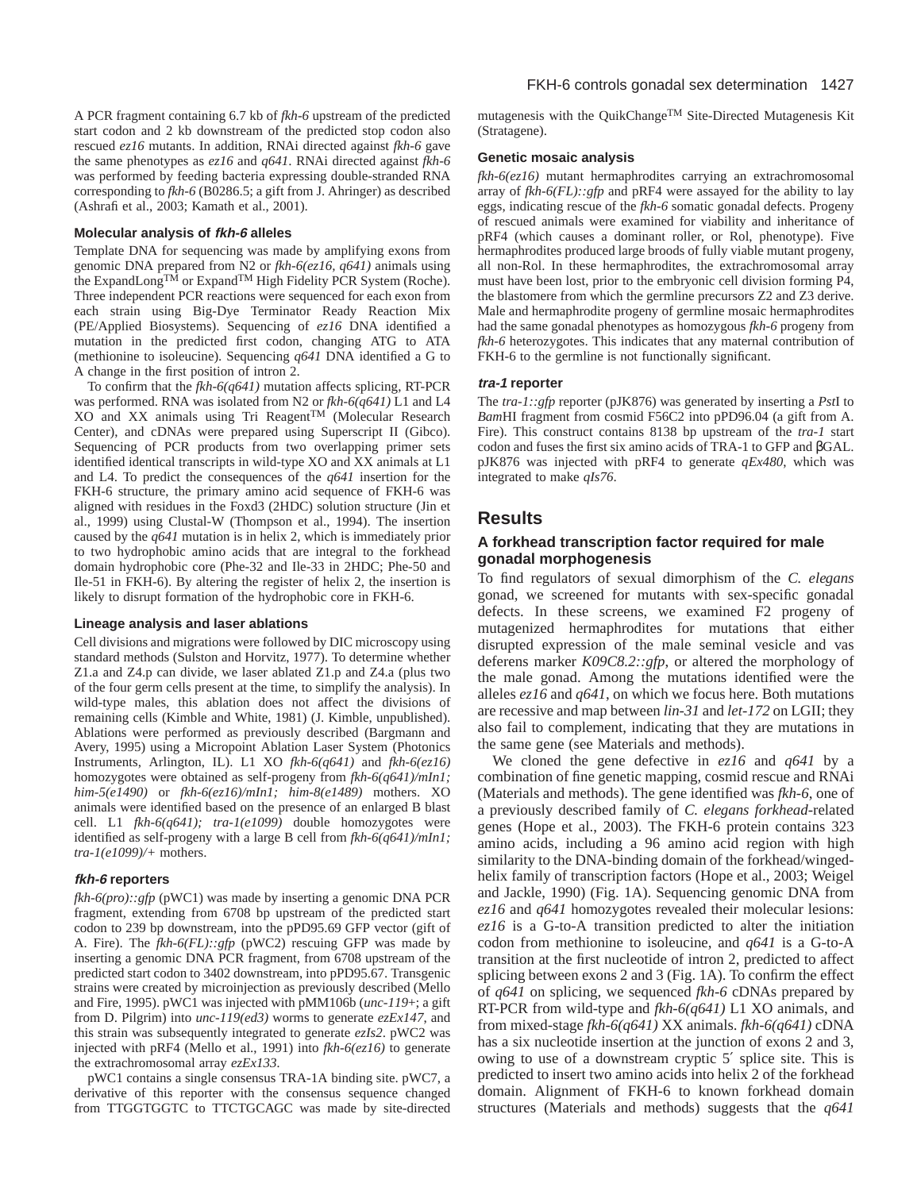A PCR fragment containing 6.7 kb of *fkh-6* upstream of the predicted start codon and 2 kb downstream of the predicted stop codon also rescued *ez16* mutants. In addition, RNAi directed against *fkh-6* gave the same phenotypes as *ez16* and *q641*. RNAi directed against *fkh-6* was performed by feeding bacteria expressing double-stranded RNA corresponding to *fkh-6* (B0286.5; a gift from J. Ahringer) as described (Ashrafi et al., 2003; Kamath et al., 2001).

### Molecular analysis of *fkh-6* alleles

Template DNA for sequencing was made by amplifying exons from genomic DNA prepared from N2 or *fkh-6(ez16, q641)* animals using the ExpandLong™ or Expand™ High Fidelity PCR System (Roche). Three independent PCR reactions were sequenced for each exon from each strain using Big-Dye Terminator Ready Reaction Mix (PE/Applied Biosystems). Sequencing of *ez16* DNA identified a mutation in the predicted first codon, changing ATG to ATA (methionine to isoleucine). Sequencing *q641* DNA identified a G to A change in the first position of intron 2.

To confirm that the *fkh-6(q641)* mutation affects splicing, RT-PCR was performed. RNA was isolated from N2 or *fkh-6(q641)* L1 and L4 XO and XX animals using Tri Reagent™ (Molecular Research Center), and cDNAs were prepared using Superscript II (Gibco). Sequencing of PCR products from two overlapping primer sets identified identical transcripts in wild-type XO and XX animals at L1 and L4. To predict the consequences of the *q641* insertion for the FKH-6 structure, the primary amino acid sequence of FKH-6 was aligned with residues in the Foxd3 (2HDC) solution structure (Jin et al., 1999) using Clustal-W (Thompson et al., 1994). The insertion caused by the *q641* mutation is in helix 2, which is immediately prior to two hydrophobic amino acids that are integral to the forkhead domain hydrophobic core (Phe-32 and Ile-33 in 2HDC; Phe-50 and Ile-51 in FKH-6). By altering the register of helix 2, the insertion is likely to disrupt formation of the hydrophobic core in FKH-6.

### Lineage analysis and laser ablations

Cell divisions and migrations were followed by DIC microscopy using standard methods (Sulston and Horvitz, 1977). To determine whether Z1.a and Z4.p can divide, we laser ablated Z1.p and Z4.a (plus two of the four germ cells present at the time, to simplify the analysis). In wild-type males, this ablation does not affect the divisions of remaining cells (Kimble and White, 1981) (J. Kimble, unpublished). Ablations were performed as previously described (Bargmann and Avery, 1995) using a Micropoint Ablation Laser System (Photonics Instruments, Arlington, IL). L1 XO *fkh-6(q641)* and *fkh-6(ez16)* homozygotes were obtained as self-progeny from *fkh-6(q641)/mIn1; him-5(e1490)* or *fkh-6(ez16)/mIn1; him-8(e1489)* mothers. XO animals were identified based on the presence of an enlarged B blast cell. L1 *fkh-6(q641); tra-1(e1099)* double homozygotes were identified as self-progeny with a large B cell from *fkh-6(q641)/mIn1; tra-1(e1099)/+* mothers.

### *fkh-6* reporters

*fkh-6(pro)::gfp* (pWC1) was made by inserting a genomic DNA PCR fragment, extending from 6708 bp upstream of the predicted start codon to 239 bp downstream, into the pPD95.69 GFP vector (gift of A. Fire). The *fkh-6(FL)::gfp* (pWC2) rescuing GFP was made by inserting a genomic DNA PCR fragment, from 6708 upstream of the predicted start codon to 3402 downstream, into pPD95.67. Transgenic strains were created by microinjection as previously described (Mello and Fire, 1995). pWC1 was injected with pMM106b (*unc-119*+; a gift from D. Pilgrim) into *unc-119(ed3)* worms to generate *ezEx147*, and this strain was subsequently integrated to generate *ezIs2*. pWC2 was injected with pRF4 (Mello et al., 1991) into *fkh-6(ez16)* to generate the extrachromosomal array *ezEx133*.

pWC1 contains a single consensus TRA-1A binding site. pWC7, a derivative of this reporter with the consensus sequence changed from TTGGTGGTC to TTCTGCAGC was made by site-directed mutagenesis with the QuikChange™ Site-Directed Mutagenesis Kit (Stratagene).

### Genetic mosaic analysis

*fkh-6(ez16)* mutant hermaphrodites carrying an extrachromosomal array of *fkh-6(FL)::gfp* and pRF4 were assayed for the ability to lay eggs, indicating rescue of the *fkh-6* somatic gonadal defects. Progeny of rescued animals were examined for viability and inheritance of pRF4 (which causes a dominant roller, or Rol, phenotype). Five hermaphrodites produced large broods of fully viable mutant progeny, all non-Rol. In these hermaphrodites, the extrachromosomal array must have been lost, prior to the embryonic cell division forming P4, the blastomere from which the germline precursors Z2 and Z3 derive. Male and hermaphrodite progeny of germline mosaic hermaphrodites had the same gonadal phenotypes as homozygous *fkh-6* progeny from *fkh-6* heterozygotes. This indicates that any maternal contribution of FKH-6 to the germline is not functionally significant.

### *tra-1* reporter

The *tra-1::gfp* reporter (pJK876) was generated by inserting a *Pst*I to *Bam*HI fragment from cosmid F56C2 into pPD96.04 (a gift from A. Fire). This construct contains 8138 bp upstream of the *tra-1* start codon and fuses the first six amino acids of TRA-1 to GFP and βGAL. pJK876 was injected with pRF4 to generate *qEx480*, which was integrated to make *qIs76*.

## Results

### A forkhead transcription factor required for male gonadal morphogenesis

To find regulators of sexual dimorphism of the *C. elegans* gonad, we screened for mutants with sex-specific gonadal defects. In these screens, we examined F2 progeny of mutagenized hermaphrodites for mutations that either disrupted expression of the male seminal vesicle and vas deferens marker *K09C8.2::gfp*, or altered the morphology of the male gonad. Among the mutations identified were the alleles *ez16* and *q641*, on which we focus here. Both mutations are recessive and map between *lin-31* and *let-172* on LGII; they also fail to complement, indicating that they are mutations in the same gene (see Materials and methods).

We cloned the gene defective in *ez16* and *q641* by a combination of fine genetic mapping, cosmid rescue and RNAi (Materials and methods). The gene identified was *fkh-6*, one of a previously described family of *C. elegans forkhead*-related genes (Hope et al., 2003). The FKH-6 protein contains 323 amino acids, including a 96 amino acid region with high similarity to the DNA-binding domain of the forkhead/winged-helix family of transcription factors (Hope et al., 2003; Weigel and Jackle, 1990) (Fig. 1A). Sequencing genomic DNA from *ez16* and *q641* homozygotes revealed their molecular lesions: *ez16* is a G-to-A transition predicted to alter the initiation codon from methionine to isoleucine, and *q641* is a G-to-A transition at the first nucleotide of intron 2, predicted to affect splicing between exons 2 and 3 (Fig. 1A). To confirm the effect of *q641* on splicing, we sequenced *fkh-6* cDNAs prepared by RT-PCR from wild-type and *fkh-6(q641)* L1 XO animals, and from mixed-stage *fkh-6(q641)* XX animals. *fkh-6(q641)* cDNA has a six nucleotide insertion at the junction of exons 2 and 3, owing to use of a downstream cryptic 5′ splice site. This is predicted to insert two amino acids into helix 2 of the forkhead domain. Alignment of FKH-6 to known forkhead domain structures (Materials and methods) suggests that the *q641*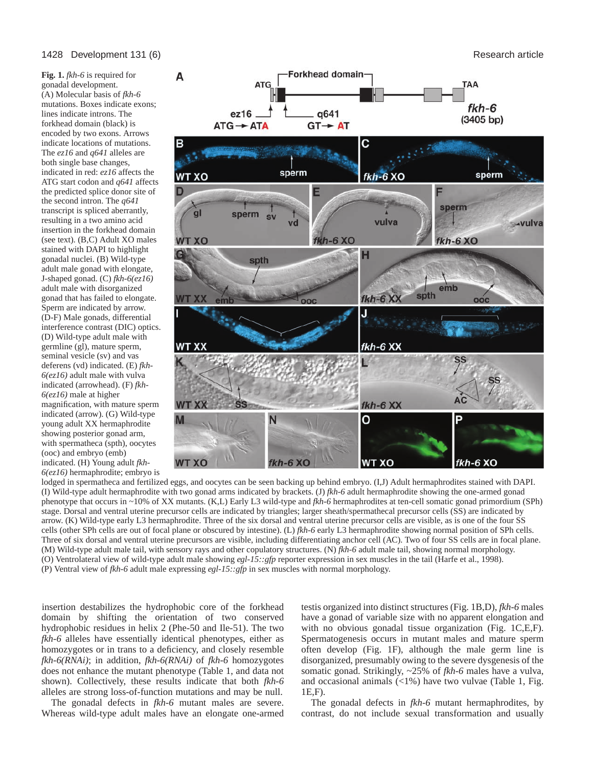**Fig. 1.** *fkh-6* is required for gonadal development. (A) Molecular basis of *fkh-6* mutations. Boxes indicate exons; lines indicate introns. The forkhead domain (black) is encoded by two exons. Arrows indicate locations of mutations. The *ez16* and *q641* alleles are both single base changes, indicated in red: *ez16* affects the ATG start codon and *q641* affects the predicted splice donor site of the second intron. The *q641* transcript is spliced aberrantly, resulting in a two amino acid insertion in the forkhead domain (see text). (B,C) Adult XO males stained with DAPI to highlight gonadal nuclei. (B) Wild-type adult male gonad with elongate, J-shaped gonad. (C) *fkh-6(ez16)* adult male with disorganized gonad that has failed to elongate. Sperm are indicated by arrow. (D-F) Male gonads, differential interference contrast (DIC) optics. (D) Wild-type adult male with germline (gl), mature sperm, seminal vesicle (sv) and vas deferens (vd) indicated. (E) *fkh-6(ez16)* adult male with vulva indicated (arrowhead). (F) *fkh-6(ez16)* male at higher magnification, with mature sperm indicated (arrow). (G) Wild-type young adult XX hermaphrodite showing posterior gonad arm, with spermatheca (spth), oocytes (ooc) and embryo (emb) indicated. (H) Young adult *fkh-6(ez16)* hermaphrodite; embryo is lodged in spermatheca and fertilized eggs, and oocytes can be seen backing up behind embryo. (I,J) Adult hermaphrodites stained with DAPI. (I) Wild-type adult hermaphrodite with two gonad arms indicated by brackets. (J) *fkh-6* adult hermaphrodite showing the one-armed gonad phenotype that occurs in ~10% of XX mutants. (K,L) Early L3 wild-type and *fkh-6* hermaphrodites at ten-cell somatic gonad primordium (SPh) stage. Dorsal and ventral uterine precursor cells are indicated by triangles; larger sheath/spermathecal precursor cells (SS) are indicated by arrow. (K) Wild-type early L3 hermaphrodite. Three of the six dorsal and ventral uterine precursor cells are visible, as is one of the four SS cells (other SPh cells are out of focal plane or obscured by intestine). (L) *fkh-6* early L3 hermaphrodite showing normal position of SPh cells. Three of six dorsal and ventral uterine precursors are visible, including differentiating anchor cell (AC). Two of four SS cells are in focal plane. (M) Wild-type adult male tail, with sensory rays and other copulatory structures. (N) *fkh-6* adult male tail, showing normal morphology. (O) Ventrolateral view of wild-type adult male showing *egl-15::gfp* reporter expression in sex muscles in the tail (Harfe et al., 1998). (P) Ventral view of *fkh-6* adult male expressing *egl-15::gfp* in sex muscles with normal morphology.

insertion destabilizes the hydrophobic core of the forkhead domain by shifting the orientation of two conserved hydrophobic residues in helix 2 (Phe-50 and Ile-51). The two *fkh-6* alleles have essentially identical phenotypes, either as homozygotes or in trans to a deficiency, and closely resemble *fkh-6(RNAi)*; in addition, *fkh-6(RNAi)* of *fkh-6* homozygotes does not enhance the mutant phenotype (Table 1, and data not shown). Collectively, these results indicate that both *fkh-6* alleles are strong loss-of-function mutations and may be null.

The gonadal defects in *fkh-6* mutant males are severe. Whereas wild-type adult males have an elongate one-armed testis organized into distinct structures (Fig. 1B,D), *fkh-6* males have a gonad of variable size with no apparent elongation and with no obvious gonadal tissue organization (Fig. 1C,E,F). Spermatogenesis occurs in mutant males and mature sperm often develop (Fig. 1F), although the male germ line is disorganized, presumably owing to the severe dysgenesis of the somatic gonad. Strikingly, ~25% of *fkh-6* males have a vulva, and occasional animals (<1%) have two vulvae (Table 1, Fig. 1E,F).

The gonadal defects in *fkh-6* mutant hermaphrodites, by contrast, do not include sexual transformation and usually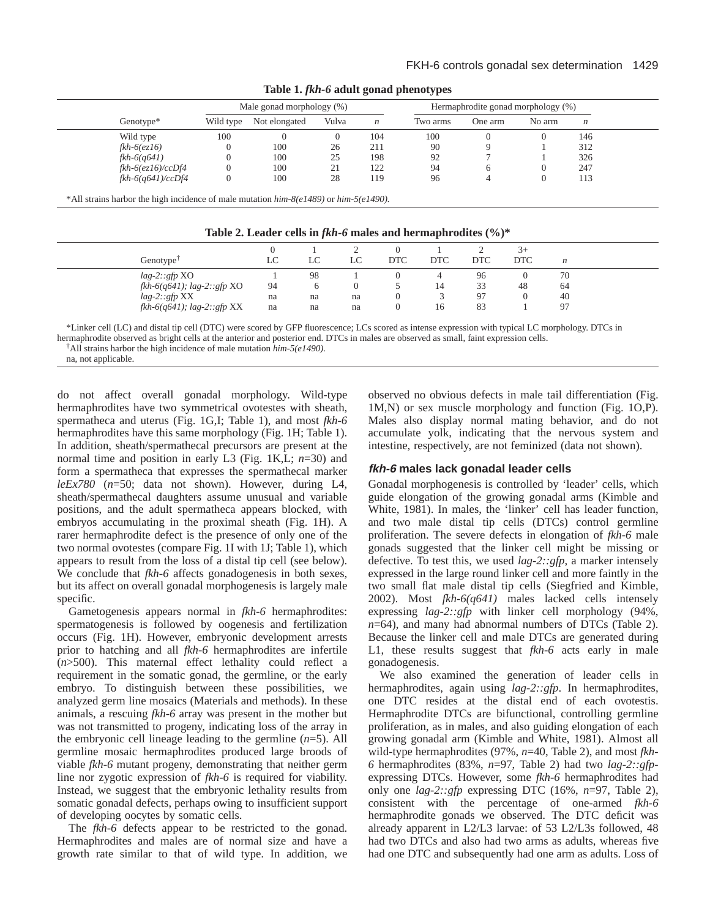**Table 1. *fkh-6* adult gonad phenotypes**

| Genotype* | Male gonad morphology (%) | | | | Hermaphrodite gonad morphology (%) | | | |
|---|---|---|---|---|---|---|---|---|
| | Wild type | Not elongated | Vulva | *n* | Two arms | One arm | No arm | *n* |
| Wild type | 100 | 0 | 0 | 104 | 100 | 0 | 0 | 146 |
| *fkh-6(ez16)* | 0 | 100 | 26 | 211 | 90 | 9 | 1 | 312 |
| *fkh-6(q641)* | 0 | 100 | 25 | 198 | 92 | 7 | 1 | 326 |
| *fkh-6(ez16)/ccDf4* | 0 | 100 | 21 | 122 | 94 | 6 | 0 | 247 |
| *fkh-6(q641)/ccDf4* | 0 | 100 | 28 | 119 | 96 | 4 | 0 | 113 |

*All strains harbor the high incidence of male mutation *him-8(e1489)* or *him-5(e1490)*.

**Table 2. Leader cells in *fkh-6* males and hermaphrodites (%)***

| Genotype† | 0 LC | 1 LC | 2 LC | 0 DTC | 1 DTC | 2 DTC | 3+ DTC | *n* |
|---|---|---|---|---|---|---|---|---|
| *lag-2::gfp* XO | 1 | 98 | 1 | 0 | 4 | 96 | 0 | 70 |
| *fkh-6(q641); lag-2::gfp* XO | 94 | 6 | 0 | 5 | 14 | 33 | 48 | 64 |
| *lag-2::gfp* XX | na | na | na | 0 | 3 | 97 | 0 | 40 |
| *fkh-6(q641); lag-2::gfp* XX | na | na | na | 0 | 16 | 83 | 1 | 97 |

*Linker cell (LC) and distal tip cell (DTC) were scored by GFP fluorescence; LCs scored as intense expression with typical LC morphology. DTCs in hermaphrodite observed as bright cells at the anterior and posterior end. DTCs in males are observed as small, faint expression cells.

†All strains harbor the high incidence of male mutation *him-5(e1490)*.

na, not applicable.

do not affect overall gonadal morphology. Wild-type hermaphrodites have two symmetrical ovotestes with sheath, spermatheca and uterus (Fig. 1G,I; Table 1), and most *fkh-6* hermaphrodites have this same morphology (Fig. 1H; Table 1). In addition, sheath/spermathecal precursors are present at the normal time and position in early L3 (Fig. 1K,L; *n*=30) and form a spermatheca that expresses the spermathecal marker *leEx780* (*n*=50; data not shown). However, during L4, sheath/spermathecal daughters assume unusual and variable positions, and the adult spermatheca appears blocked, with embryos accumulating in the proximal sheath (Fig. 1H). A rarer hermaphrodite defect is the presence of only one of the two normal ovotestes (compare Fig. 1I with 1J; Table 1), which appears to result from the loss of a distal tip cell (see below). We conclude that *fkh-6* affects gonadogenesis in both sexes, but its affect on overall gonadal morphogenesis is largely male specific.

Gametogenesis appears normal in *fkh-6* hermaphrodites: spermatogenesis is followed by oogenesis and fertilization occurs (Fig. 1H). However, embryonic development arrests prior to hatching and all *fkh-6* hermaphrodites are infertile (*n*>500). This maternal effect lethality could reflect a requirement in the somatic gonad, the germline, or the early embryo. To distinguish between these possibilities, we analyzed germ line mosaics (Materials and methods). In these animals, a rescuing *fkh-6* array was present in the mother but was not transmitted to progeny, indicating loss of the array in the embryonic cell lineage leading to the germline (*n*=5). All germline mosaic hermaphrodites produced large broods of viable *fkh-6* mutant progeny, demonstrating that neither germ line nor zygotic expression of *fkh-6* is required for viability. Instead, we suggest that the embryonic lethality results from somatic gonadal defects, perhaps owing to insufficient support of developing oocytes by somatic cells.

The *fkh-6* defects appear to be restricted to the gonad. Hermaphrodites and males are of normal size and have a growth rate similar to that of wild type. In addition, we observed no obvious defects in male tail differentiation (Fig. 1M,N) or sex muscle morphology and function (Fig. 1O,P). Males also display normal mating behavior, and do not accumulate yolk, indicating that the nervous system and intestine, respectively, are not feminized (data not shown).

### *fkh-6* males lack gonadal leader cells

Gonadal morphogenesis is controlled by 'leader' cells, which guide elongation of the growing gonadal arms (Kimble and White, 1981). In males, the 'linker' cell has leader function, and two male distal tip cells (DTCs) control germline proliferation. The severe defects in elongation of *fkh-6* male gonads suggested that the linker cell might be missing or defective. To test this, we used *lag-2::gfp*, a marker intensely expressed in the large round linker cell and more faintly in the two small flat male distal tip cells (Siegfried and Kimble, 2002). Most *fkh-6(q641)* males lacked cells intensely expressing *lag-2::gfp* with linker cell morphology (94%, *n*=64), and many had abnormal numbers of DTCs (Table 2). Because the linker cell and male DTCs are generated during L1, these results suggest that *fkh-6* acts early in male gonadogenesis.

We also examined the generation of leader cells in hermaphrodites, again using *lag-2::gfp*. In hermaphrodites, one DTC resides at the distal end of each ovotestis. Hermaphrodite DTCs are bifunctional, controlling germline proliferation, as in males, and also guiding elongation of each growing gonadal arm (Kimble and White, 1981). Almost all wild-type hermaphrodites (97%, *n*=40, Table 2), and most *fkh-6* hermaphrodites (83%, *n*=97, Table 2) had two *lag-2::gfp*-expressing DTCs. However, some *fkh-6* hermaphrodites had only one *lag-2::gfp* expressing DTC (16%, *n*=97, Table 2), consistent with the percentage of one-armed *fkh-6* hermaphrodite gonads we observed. The DTC deficit was already apparent in L2/L3 larvae: of 53 L2/L3s followed, 48 had two DTCs and also had two arms as adults, whereas five had one DTC and subsequently had one arm as adults. Loss of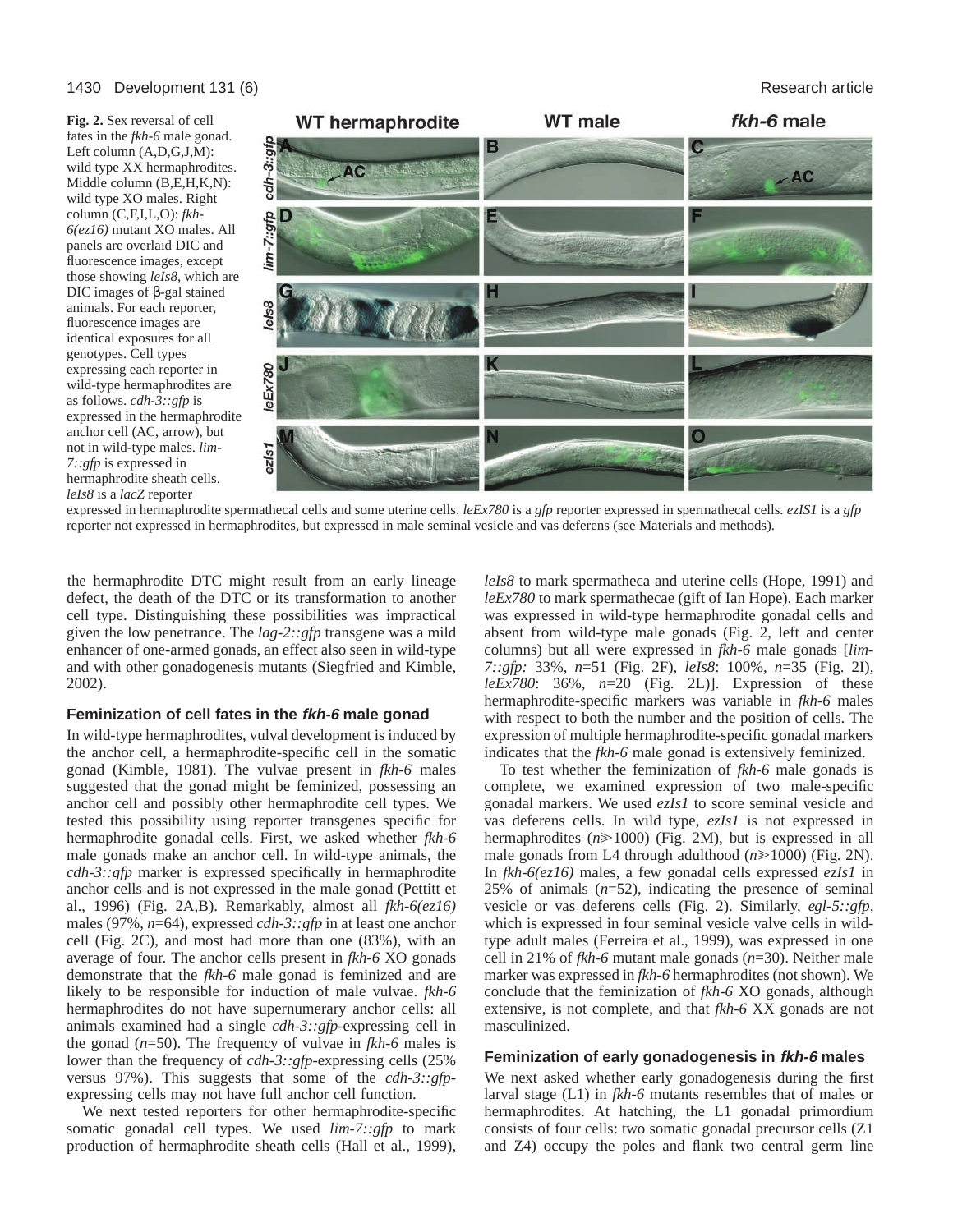**Fig. 2.** Sex reversal of cell fates in the *fkh-6* male gonad. Left column (A,D,G,J,M): wild type XX hermaphrodites. Middle column (B,E,H,K,N): wild type XO males. Right column (C,F,I,L,O): *fkh-6(ez16)* mutant XO males. All panels are overlaid DIC and fluorescence images, except those showing *leIs8*, which are DIC images of β-gal stained animals. For each reporter, fluorescence images are identical exposures for all genotypes. Cell types expressing each reporter in wild-type hermaphrodites are as follows. *cdh-3::gfp* is expressed in the hermaphrodite anchor cell (AC, arrow), but not in wild-type males. *lim-7::gfp* is expressed in hermaphrodite sheath cells. *leIs8* is a *lacZ* reporter expressed in hermaphrodite spermathecal cells and some uterine cells. *leEx780* is a *gfp* reporter expressed in spermathecal cells. *ezIS1* is a *gfp* reporter not expressed in hermaphrodites, but expressed in male seminal vesicle and vas deferens (see Materials and methods).

the hermaphrodite DTC might result from an early lineage defect, the death of the DTC or its transformation to another cell type. Distinguishing these possibilities was impractical given the low penetrance. The *lag-2::gfp* transgene was a mild enhancer of one-armed gonads, an effect also seen in wild-type and with other gonadogenesis mutants (Siegfried and Kimble, 2002).

### Feminization of cell fates in the *fkh-6* male gonad

In wild-type hermaphrodites, vulval development is induced by the anchor cell, a hermaphrodite-specific cell in the somatic gonad (Kimble, 1981). The vulvae present in *fkh-6* males suggested that the gonad might be feminized, possessing an anchor cell and possibly other hermaphrodite cell types. We tested this possibility using reporter transgenes specific for hermaphrodite gonadal cells. First, we asked whether *fkh-6* male gonads make an anchor cell. In wild-type animals, the *cdh-3::gfp* marker is expressed specifically in hermaphrodite anchor cells and is not expressed in the male gonad (Pettitt et al., 1996) (Fig. 2A,B). Remarkably, almost all *fkh-6(ez16)* males (97%, *n*=64), expressed *cdh-3::gfp* in at least one anchor cell (Fig. 2C), and most had more than one (83%), with an average of four. The anchor cells present in *fkh-6* XO gonads demonstrate that the *fkh-6* male gonad is feminized and are likely to be responsible for induction of male vulvae. *fkh-6* hermaphrodites do not have supernumerary anchor cells: all animals examined had a single *cdh-3::gfp*-expressing cell in the gonad (*n*=50). The frequency of vulvae in *fkh-6* males is lower than the frequency of *cdh-3::gfp*-expressing cells (25% versus 97%). This suggests that some of the *cdh-3::gfp*-expressing cells may not have full anchor cell function.

We next tested reporters for other hermaphrodite-specific somatic gonadal cell types. We used *lim-7::gfp* to mark production of hermaphrodite sheath cells (Hall et al., 1999), *leIs8* to mark spermatheca and uterine cells (Hope, 1991) and *leEx780* to mark spermathecae (gift of Ian Hope). Each marker was expressed in wild-type hermaphrodite gonadal cells and absent from wild-type male gonads (Fig. 2, left and center columns) but all were expressed in *fkh-6* male gonads [*lim-7::gfp:* 33%, *n*=51 (Fig. 2F), *leIs8*: 100%, *n*=35 (Fig. 2I), *leEx780*: 36%, *n*=20 (Fig. 2L)]. Expression of these hermaphrodite-specific markers was variable in *fkh-6* males with respect to both the number and the position of cells. The expression of multiple hermaphrodite-specific gonadal markers indicates that the *fkh-6* male gonad is extensively feminized.

To test whether the feminization of *fkh-6* male gonads is complete, we examined expression of two male-specific gonadal markers. We used *ezIs1* to score seminal vesicle and vas deferens cells. In wild type, *ezIs1* is not expressed in hermaphrodites ($n \geqslant 1000$) (Fig. 2M), but is expressed in all male gonads from L4 through adulthood ($n \geqslant 1000$) (Fig. 2N). In *fkh-6(ez16)* males, a few gonadal cells expressed *ezIs1* in 25% of animals (*n*=52), indicating the presence of seminal vesicle or vas deferens cells (Fig. 2). Similarly, *egl-5::gfp*, which is expressed in four seminal vesicle valve cells in wild-type adult males (Ferreira et al., 1999), was expressed in one cell in 21% of *fkh-6* mutant male gonads (*n*=30). Neither male marker was expressed in *fkh-6* hermaphrodites (not shown). We conclude that the feminization of *fkh-6* XO gonads, although extensive, is not complete, and that *fkh-6* XX gonads are not masculinized.

### Feminization of early gonadogenesis in *fkh-6* males

We next asked whether early gonadogenesis during the first larval stage (L1) in *fkh-6* mutants resembles that of males or hermaphrodites. At hatching, the L1 gonadal primordium consists of four cells: two somatic gonadal precursor cells (Z1 and Z4) occupy the poles and flank two central germ line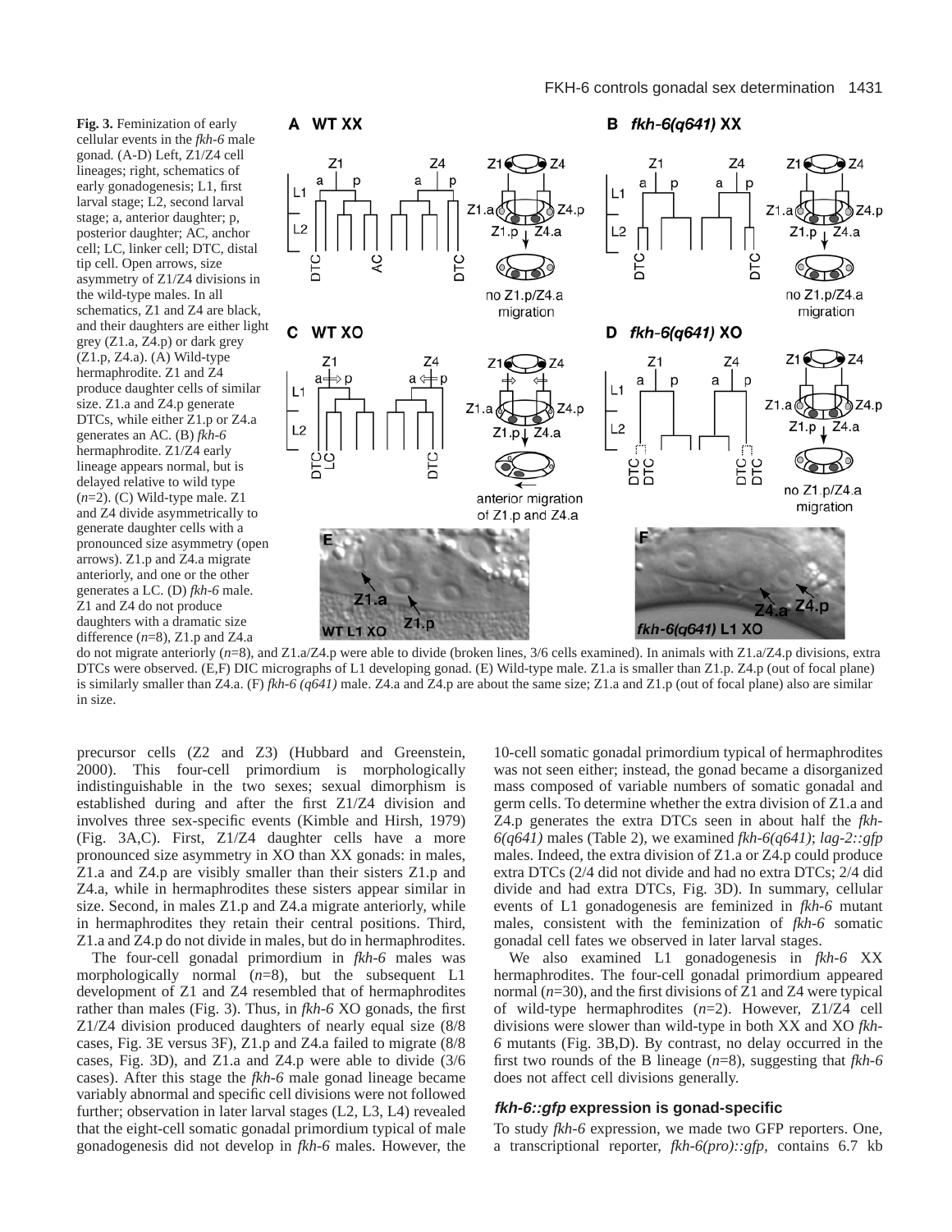**Fig. 3.** Feminization of early cellular events in the *fkh-6* male gonad. (A-D) Left, Z1/Z4 cell lineages; right, schematics of early gonadogenesis; L1, first larval stage; L2, second larval stage; a, anterior daughter; p, posterior daughter; AC, anchor cell; LC, linker cell; DTC, distal tip cell. Open arrows, size asymmetry of Z1/Z4 divisions in the wild-type males. In all schematics, Z1 and Z4 are black, and their daughters are either light grey (Z1.a, Z4.p) or dark grey (Z1.p, Z4.a). (A) Wild-type hermaphrodite. Z1 and Z4 produce daughter cells of similar size. Z1.a and Z4.p generate DTCs, while either Z1.p or Z4.a generates an AC. (B) *fkh-6* hermaphrodite. Z1/Z4 early lineage appears normal, but is delayed relative to wild type (*n*=2). (C) Wild-type male. Z1 and Z4 divide asymmetrically to generate daughter cells with a pronounced size asymmetry (open arrows). Z1.p and Z4.a migrate anteriorly, and one or the other generates a LC. (D) *fkh-6* male. Z1 and Z4 do not produce daughters with a dramatic size difference (*n*=8), Z1.p and Z4.a do not migrate anteriorly (*n*=8), and Z1.a/Z4.p were able to divide (broken lines, 3/6 cells examined). In animals with Z1.a/Z4.p divisions, extra DTCs were observed. (E,F) DIC micrographs of L1 developing gonad. (E) Wild-type male. Z1.a is smaller than Z1.p. Z4.p (out of focal plane) is similarly smaller than Z4.a. (F) *fkh-6 (q641)* male. Z4.a and Z4.p are about the same size; Z1.a and Z1.p (out of focal plane) also are similar in size.

precursor cells (Z2 and Z3) (Hubbard and Greenstein, 2000). This four-cell primordium is morphologically indistinguishable in the two sexes; sexual dimorphism is established during and after the first Z1/Z4 division and involves three sex-specific events (Kimble and Hirsh, 1979) (Fig. 3A,C). First, Z1/Z4 daughter cells have a more pronounced size asymmetry in XO than XX gonads: in males, Z1.a and Z4.p are visibly smaller than their sisters Z1.p and Z4.a, while in hermaphrodites these sisters appear similar in size. Second, in males Z1.p and Z4.a migrate anteriorly, while in hermaphrodites they retain their central positions. Third, Z1.a and Z4.p do not divide in males, but do in hermaphrodites.

The four-cell gonadal primordium in *fkh-6* males was morphologically normal (*n*=8), but the subsequent L1 development of Z1 and Z4 resembled that of hermaphrodites rather than males (Fig. 3). Thus, in *fkh-6* XO gonads, the first Z1/Z4 division produced daughters of nearly equal size (8/8 cases, Fig. 3E versus 3F), Z1.p and Z4.a failed to migrate (8/8 cases, Fig. 3D), and Z1.a and Z4.p were able to divide (3/6 cases). After this stage the *fkh-6* male gonad lineage became variably abnormal and specific cell divisions were not followed further; observation in later larval stages (L2, L3, L4) revealed that the eight-cell somatic gonadal primordium typical of male gonadogenesis did not develop in *fkh-6* males. However, the 10-cell somatic gonadal primordium typical of hermaphrodites was not seen either; instead, the gonad became a disorganized mass composed of variable numbers of somatic gonadal and germ cells. To determine whether the extra division of Z1.a and Z4.p generates the extra DTCs seen in about half the *fkh-6(q641)* males (Table 2), we examined *fkh-6(q641)*; *lag-2::gfp* males. Indeed, the extra division of Z1.a or Z4.p could produce extra DTCs (2/4 did not divide and had no extra DTCs; 2/4 did divide and had extra DTCs, Fig. 3D). In summary, cellular events of L1 gonadogenesis are feminized in *fkh-6* mutant males, consistent with the feminization of *fkh-6* somatic gonadal cell fates we observed in later larval stages.

We also examined L1 gonadogenesis in *fkh-6* XX hermaphrodites. The four-cell gonadal primordium appeared normal (*n*=30), and the first divisions of Z1 and Z4 were typical of wild-type hermaphrodites (*n*=2). However, Z1/Z4 cell divisions were slower than wild-type in both XX and XO *fkh-6* mutants (Fig. 3B,D). By contrast, no delay occurred in the first two rounds of the B lineage (*n*=8), suggesting that *fkh-6* does not affect cell divisions generally.

### *fkh-6::gfp* expression is gonad-specific

To study *fkh-6* expression, we made two GFP reporters. One, a transcriptional reporter, *fkh-6(pro)::gfp*, contains 6.7 kb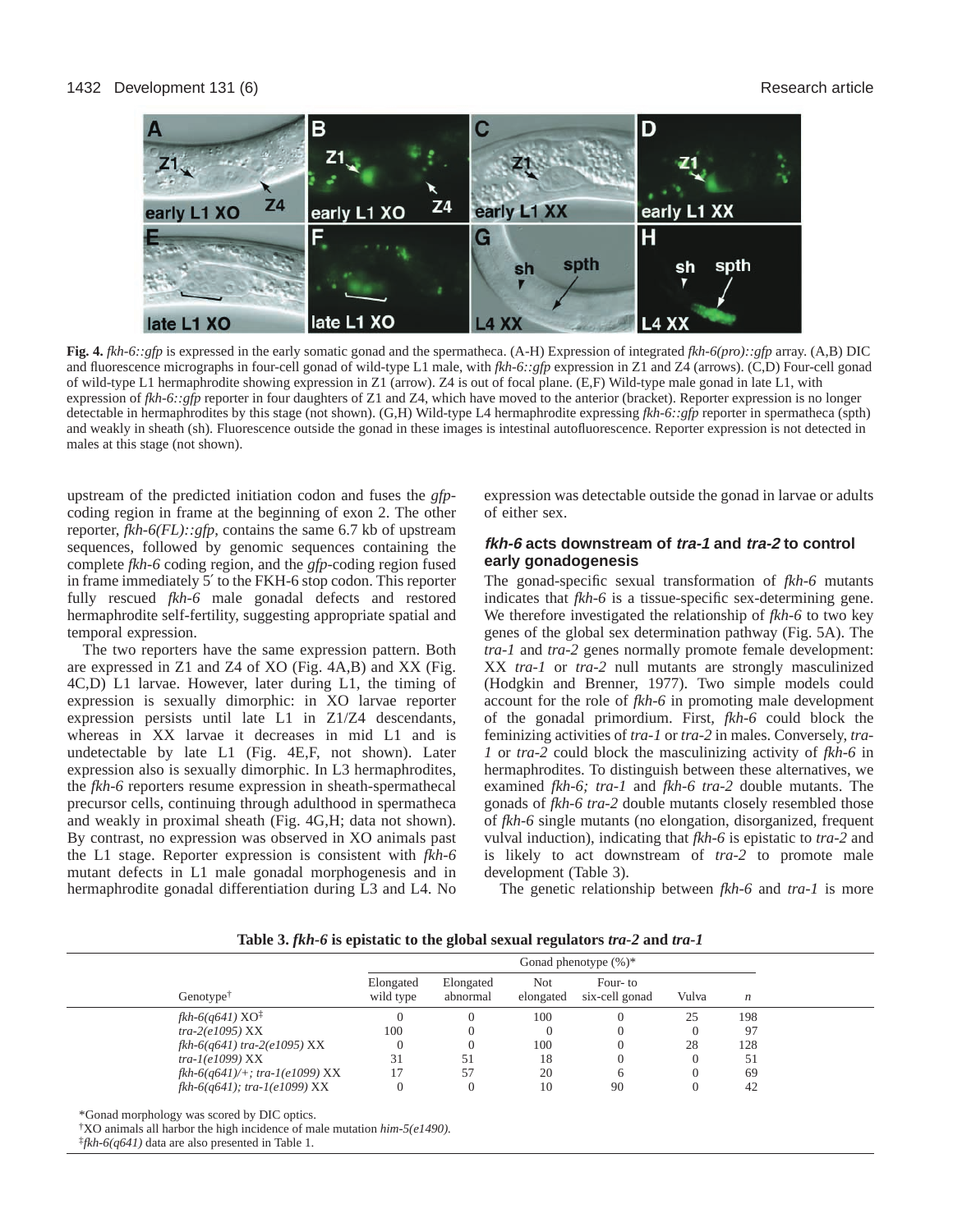**Fig. 4.** *fkh-6::gfp* is expressed in the early somatic gonad and the spermatheca. (A-H) Expression of integrated *fkh-6(pro)::gfp* array. (A,B) DIC and fluorescence micrographs in four-cell gonad of wild-type L1 male, with *fkh-6::gfp* expression in Z1 and Z4 (arrows). (C,D) Four-cell gonad of wild-type L1 hermaphrodite showing expression in Z1 (arrow). Z4 is out of focal plane. (E,F) Wild-type male gonad in late L1, with expression of *fkh-6::gfp* reporter in four daughters of Z1 and Z4, which have moved to the anterior (bracket). Reporter expression is no longer detectable in hermaphrodites by this stage (not shown). (G,H) Wild-type L4 hermaphrodite expressing *fkh-6::gfp* reporter in spermatheca (spth) and weakly in sheath (sh). Fluorescence outside the gonad in these images is intestinal autofluorescence. Reporter expression is not detected in males at this stage (not shown).

upstream of the predicted initiation codon and fuses the *gfp*-coding region in frame at the beginning of exon 2. The other reporter, *fkh-6(FL)::gfp*, contains the same 6.7 kb of upstream sequences, followed by genomic sequences containing the complete *fkh-6* coding region, and the *gfp*-coding region fused in frame immediately 5′ to the FKH-6 stop codon. This reporter fully rescued *fkh-6* male gonadal defects and restored hermaphrodite self-fertility, suggesting appropriate spatial and temporal expression.

The two reporters have the same expression pattern. Both are expressed in Z1 and Z4 of XO (Fig. 4A,B) and XX (Fig. 4C,D) L1 larvae. However, later during L1, the timing of expression is sexually dimorphic: in XO larvae reporter expression persists until late L1 in Z1/Z4 descendants, whereas in XX larvae it decreases in mid L1 and is undetectable by late L1 (Fig. 4E,F, not shown). Later expression also is sexually dimorphic. In L3 hermaphrodites, the *fkh-6* reporters resume expression in sheath-spermathecal precursor cells, continuing through adulthood in spermatheca and weakly in proximal sheath (Fig. 4G,H; data not shown). By contrast, no expression was observed in XO animals past the L1 stage. Reporter expression is consistent with *fkh-6* mutant defects in L1 male gonadal morphogenesis and in hermaphrodite gonadal differentiation during L3 and L4. No expression was detectable outside the gonad in larvae or adults of either sex.

### *fkh-6* acts downstream of *tra-1* and *tra-2* to control early gonadogenesis

The gonad-specific sexual transformation of *fkh-6* mutants indicates that *fkh-6* is a tissue-specific sex-determining gene. We therefore investigated the relationship of *fkh-6* to two key genes of the global sex determination pathway (Fig. 5A). The *tra-1* and *tra-2* genes normally promote female development: XX *tra-1* or *tra-2* null mutants are strongly masculinized (Hodgkin and Brenner, 1977). Two simple models could account for the role of *fkh-6* in promoting male development of the gonadal primordium. First, *fkh-6* could block the feminizing activities of *tra-1* or *tra-2* in males. Conversely, *tra-1* or *tra-2* could block the masculinizing activity of *fkh-6* in hermaphrodites. To distinguish between these alternatives, we examined *fkh-6; tra-1* and *fkh-6 tra-2* double mutants. The gonads of *fkh-6 tra-2* double mutants closely resembled those of *fkh-6* single mutants (no elongation, disorganized, frequent vulval induction), indicating that *fkh-6* is epistatic to *tra-2* and is likely to act downstream of *tra-2* to promote male development (Table 3).

The genetic relationship between *fkh-6* and *tra-1* is more

**Table 3. *fkh-6* is epistatic to the global sexual regulators *tra-2* and *tra-1***

| | Gonad phenotype (%)* | | | | | |
|---|---|---|---|---|---|---|
| Genotype[†] | Elongated wild type | Elongated abnormal | Not elongated | Four- to six-cell gonad | Vulva | *n* |
| *fkh-6(q641)* XO[‡] | 0 | 0 | 100 | 0 | 25 | 198 |
| *tra-2(e1095)* XX | 100 | 0 | 0 | 0 | 0 | 97 |
| *fkh-6(q641) tra-2(e1095)* XX | 0 | 0 | 100 | 0 | 28 | 128 |
| *tra-1(e1099)* XX | 31 | 51 | 18 | 0 | 0 | 51 |
| *fkh-6(q641)/+; tra-1(e1099)* XX | 17 | 57 | 20 | 6 | 0 | 69 |
| *fkh-6(q641); tra-1(e1099)* XX | 0 | 0 | 10 | 90 | 0 | 42 |

*Gonad morphology was scored by DIC optics.

[†]XO animals all harbor the high incidence of male mutation *him-5(e1490)*.

[‡]*fkh-6(q641)* data are also presented in Table 1.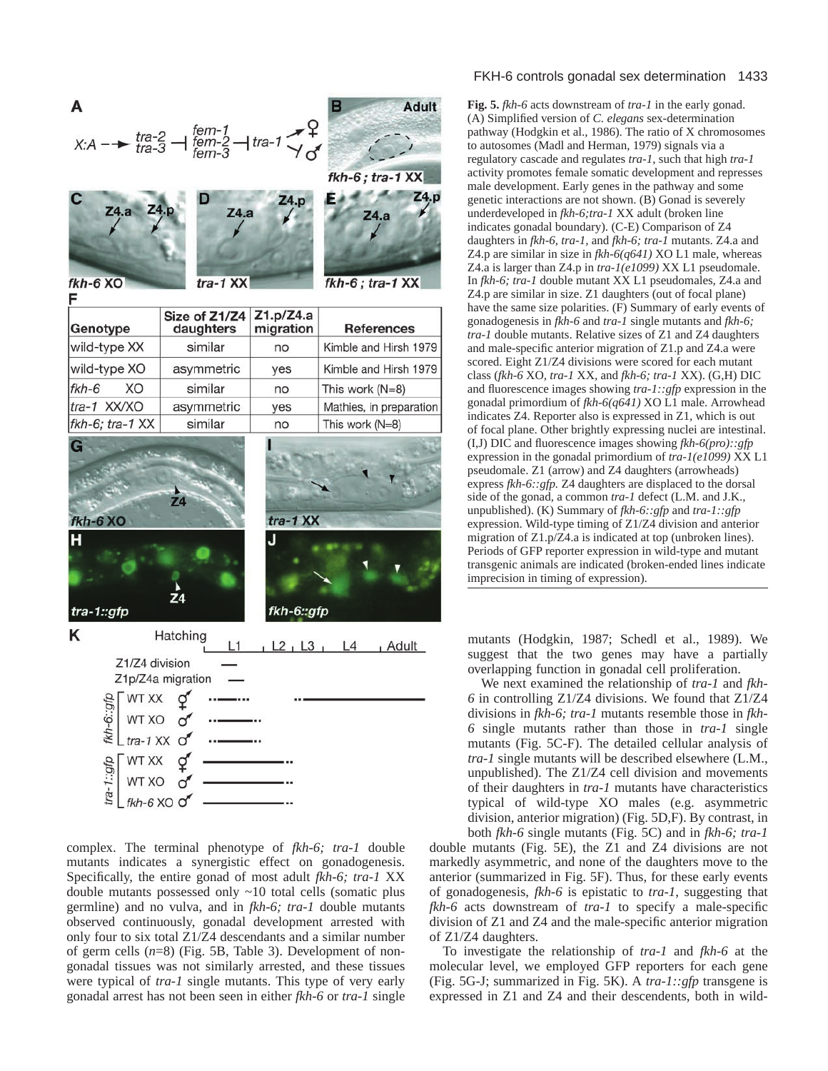**Fig. 5.** *fkh-6* acts downstream of *tra-1* in the early gonad. (A) Simplified version of *C. elegans* sex-determination pathway (Hodgkin et al., 1986). The ratio of X chromosomes to autosomes (Madl and Herman, 1979) signals via a regulatory cascade and regulates *tra-1*, such that high *tra-1* activity promotes female somatic development and represses male development. Early genes in the pathway and some genetic interactions are not shown. (B) Gonad is severely underdeveloped in *fkh-6;tra-1* XX adult (broken line indicates gonadal boundary). (C-E) Comparison of Z4 daughters in *fkh-6*, *tra-1*, and *fkh-6; tra-1* mutants. Z4.a and Z4.p are similar in size in *fkh-6(q641)* XO L1 male, whereas Z4.a is larger than Z4.p in *tra-1(e1099)* XX L1 pseudomale. In *fkh-6; tra-1* double mutant XX L1 pseudomales, Z4.a and Z4.p are similar in size. Z1 daughters (out of focal plane) have the same size polarities. (F) Summary of early events of gonadogenesis in *fkh-6* and *tra-1* single mutants and *fkh-6; tra-1* double mutants. Relative sizes of Z1 and Z4 daughters and male-specific anterior migration of Z1.p and Z4.a were scored. Eight Z1/Z4 divisions were scored for each mutant class (*fkh-6* XO, *tra-1* XX, and *fkh-6; tra-1* XX). (G,H) DIC and fluorescence images showing *tra-1::gfp* expression in the gonadal primordium of *fkh-6(q641)* XO L1 male. Arrowhead indicates Z4. Reporter also is expressed in Z1, which is out of focal plane. Other brightly expressing nuclei are intestinal. (I,J) DIC and fluorescence images showing *fkh-6(pro)::gfp* expression in the gonadal primordium of *tra-1(e1099)* XX L1 pseudomale. Z1 (arrow) and Z4 daughters (arrowheads) express *fkh-6::gfp.* Z4 daughters are displaced to the dorsal side of the gonad, a common *tra-1* defect (L.M. and J.K., unpublished). (K) Summary of *fkh-6::gfp* and *tra-1::gfp* expression. Wild-type timing of Z1/Z4 division and anterior migration of Z1.p/Z4.a is indicated at top (unbroken lines). Periods of GFP reporter expression in wild-type and mutant transgenic animals are indicated (broken-ended lines indicate imprecision in timing of expression).

| Genotype | Size of Z1/Z4 daughters | Z1.p/Z4.a migration | References |
|---|---|---|---|
| wild-type XX | similar | no | Kimble and Hirsh 1979 |
| wild-type XO | asymmetric | yes | Kimble and Hirsh 1979 |
| *fkh-6* XO | similar | no | This work (N=8) |
| *tra-1* XX/XO | asymmetric | yes | Mathies, in preparation |
| *fkh-6; tra-1* XX | similar | no | This work (N=8) |

complex. The terminal phenotype of *fkh-6; tra-1* double mutants indicates a synergistic effect on gonadogenesis. Specifically, the entire gonad of most adult *fkh-6; tra-1* XX double mutants possessed only ~10 total cells (somatic plus germline) and no vulva, and in *fkh-6; tra-1* double mutants observed continuously, gonadal development arrested with only four to six total Z1/Z4 descendants and a similar number of germ cells ($n$=8) (Fig. 5B, Table 3). Development of non-gonadal tissues was not similarly arrested, and these tissues were typical of *tra-1* single mutants. This type of very early gonadal arrest has not been seen in either *fkh-6* or *tra-1* single mutants (Hodgkin, 1987; Schedl et al., 1989). We suggest that the two genes may have a partially overlapping function in gonadal cell proliferation.

We next examined the relationship of *tra-1* and *fkh-6* in controlling Z1/Z4 divisions. We found that Z1/Z4 divisions in *fkh-6; tra-1* mutants resemble those in *fkh-6* single mutants rather than those in *tra-1* single mutants (Fig. 5C-F). The detailed cellular analysis of *tra-1* single mutants will be described elsewhere (L.M., unpublished). The Z1/Z4 cell division and movements of their daughters in *tra-1* mutants have characteristics typical of wild-type XO males (e.g. asymmetric division, anterior migration) (Fig. 5D,F). By contrast, in both *fkh-6* single mutants (Fig. 5C) and in *fkh-6; tra-1* double mutants (Fig. 5E), the Z1 and Z4 divisions are not markedly asymmetric, and none of the daughters move to the anterior (summarized in Fig. 5F). Thus, for these early events of gonadogenesis, *fkh-6* is epistatic to *tra-1*, suggesting that *fkh-6* acts downstream of *tra-1* to specify a male-specific division of Z1 and Z4 and the male-specific anterior migration of Z1/Z4 daughters.

To investigate the relationship of *tra-1* and *fkh-6* at the molecular level, we employed GFP reporters for each gene (Fig. 5G-J; summarized in Fig. 5K). A *tra-1::gfp* transgene is expressed in Z1 and Z4 and their descendents, both in wild-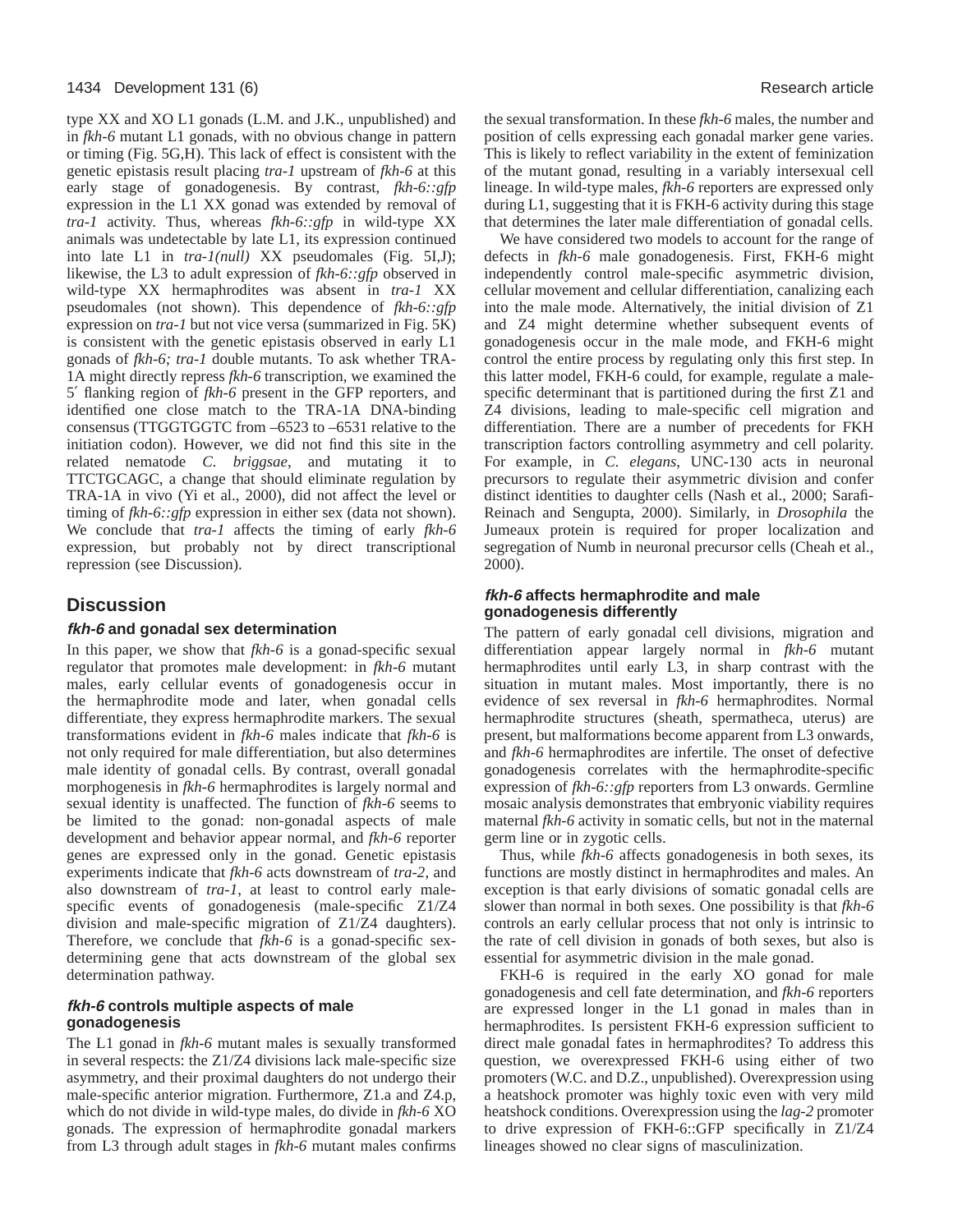type XX and XO L1 gonads (L.M. and J.K., unpublished) and in *fkh-6* mutant L1 gonads, with no obvious change in pattern or timing (Fig. 5G,H). This lack of effect is consistent with the genetic epistasis result placing *tra-1* upstream of *fkh-6* at this early stage of gonadogenesis. By contrast, *fkh-6::gfp* expression in the L1 XX gonad was extended by removal of *tra-1* activity. Thus, whereas *fkh-6::gfp* in wild-type XX animals was undetectable by late L1, its expression continued into late L1 in *tra-1(null)* XX pseudomales (Fig. 5I,J); likewise, the L3 to adult expression of *fkh-6::gfp* observed in wild-type XX hermaphrodites was absent in *tra-1* XX pseudomales (not shown). This dependence of *fkh-6::gfp* expression on *tra-1* but not vice versa (summarized in Fig. 5K) is consistent with the genetic epistasis observed in early L1 gonads of *fkh-6; tra-1* double mutants. To ask whether TRA-1A might directly repress *fkh-6* transcription, we examined the 5′ flanking region of *fkh-6* present in the GFP reporters, and identified one close match to the TRA-1A DNA-binding consensus (TTGGTGGTC from –6523 to –6531 relative to the initiation codon). However, we did not find this site in the related nematode *C. briggsae*, and mutating it to TTCTGCAGC, a change that should eliminate regulation by TRA-1A in vivo (Yi et al., 2000), did not affect the level or timing of *fkh-6::gfp* expression in either sex (data not shown). We conclude that *tra-1* affects the timing of early *fkh-6* expression, but probably not by direct transcriptional repression (see Discussion).

## Discussion

### *fkh-6* and gonadal sex determination

In this paper, we show that *fkh-6* is a gonad-specific sexual regulator that promotes male development: in *fkh-6* mutant males, early cellular events of gonadogenesis occur in the hermaphrodite mode and later, when gonadal cells differentiate, they express hermaphrodite markers. The sexual transformations evident in *fkh-6* males indicate that *fkh-6* is not only required for male differentiation, but also determines male identity of gonadal cells. By contrast, overall gonadal morphogenesis in *fkh-6* hermaphrodites is largely normal and sexual identity is unaffected. The function of *fkh-6* seems to be limited to the gonad: non-gonadal aspects of male development and behavior appear normal, and *fkh-6* reporter genes are expressed only in the gonad. Genetic epistasis experiments indicate that *fkh-6* acts downstream of *tra-2*, and also downstream of *tra-1*, at least to control early male-specific events of gonadogenesis (male-specific Z1/Z4 division and male-specific migration of Z1/Z4 daughters). Therefore, we conclude that *fkh-6* is a gonad-specific sex-determining gene that acts downstream of the global sex determination pathway.

### *fkh-6* controls multiple aspects of male gonadogenesis

The L1 gonad in *fkh-6* mutant males is sexually transformed in several respects: the Z1/Z4 divisions lack male-specific size asymmetry, and their proximal daughters do not undergo their male-specific anterior migration. Furthermore, Z1.a and Z4.p, which do not divide in wild-type males, do divide in *fkh-6* XO gonads. The expression of hermaphrodite gonadal markers from L3 through adult stages in *fkh-6* mutant males confirms the sexual transformation. In these *fkh-6* males, the number and position of cells expressing each gonadal marker gene varies. This is likely to reflect variability in the extent of feminization of the mutant gonad, resulting in a variably intersexual cell lineage. In wild-type males, *fkh-6* reporters are expressed only during L1, suggesting that it is FKH-6 activity during this stage that determines the later male differentiation of gonadal cells.

We have considered two models to account for the range of defects in *fkh-6* male gonadogenesis. First, FKH-6 might independently control male-specific asymmetric division, cellular movement and cellular differentiation, canalizing each into the male mode. Alternatively, the initial division of Z1 and Z4 might determine whether subsequent events of gonadogenesis occur in the male mode, and FKH-6 might control the entire process by regulating only this first step. In this latter model, FKH-6 could, for example, regulate a male-specific determinant that is partitioned during the first Z1 and Z4 divisions, leading to male-specific cell migration and differentiation. There are a number of precedents for FKH transcription factors controlling asymmetry and cell polarity. For example, in *C. elegans*, UNC-130 acts in neuronal precursors to regulate their asymmetric division and confer distinct identities to daughter cells (Nash et al., 2000; Sarafi-Reinach and Sengupta, 2000). Similarly, in *Drosophila* the Jumeaux protein is required for proper localization and segregation of Numb in neuronal precursor cells (Cheah et al., 2000).

### *fkh-6* affects hermaphrodite and male gonadogenesis differently

The pattern of early gonadal cell divisions, migration and differentiation appear largely normal in *fkh-6* mutant hermaphrodites until early L3, in sharp contrast with the situation in mutant males. Most importantly, there is no evidence of sex reversal in *fkh-6* hermaphrodites. Normal hermaphrodite structures (sheath, spermatheca, uterus) are present, but malformations become apparent from L3 onwards, and *fkh-6* hermaphrodites are infertile. The onset of defective gonadogenesis correlates with the hermaphrodite-specific expression of *fkh-6::gfp* reporters from L3 onwards. Germline mosaic analysis demonstrates that embryonic viability requires maternal *fkh-6* activity in somatic cells, but not in the maternal germ line or in zygotic cells.

Thus, while *fkh-6* affects gonadogenesis in both sexes, its functions are mostly distinct in hermaphrodites and males. An exception is that early divisions of somatic gonadal cells are slower than normal in both sexes. One possibility is that *fkh-6* controls an early cellular process that not only is intrinsic to the rate of cell division in gonads of both sexes, but also is essential for asymmetric division in the male gonad.

FKH-6 is required in the early XO gonad for male gonadogenesis and cell fate determination, and *fkh-6* reporters are expressed longer in the L1 gonad in males than in hermaphrodites. Is persistent FKH-6 expression sufficient to direct male gonadal fates in hermaphrodites? To address this question, we overexpressed FKH-6 using either of two promoters (W.C. and D.Z., unpublished). Overexpression using a heatshock promoter was highly toxic even with very mild heatshock conditions. Overexpression using the *lag-2* promoter to drive expression of FKH-6::GFP specifically in Z1/Z4 lineages showed no clear signs of masculinization.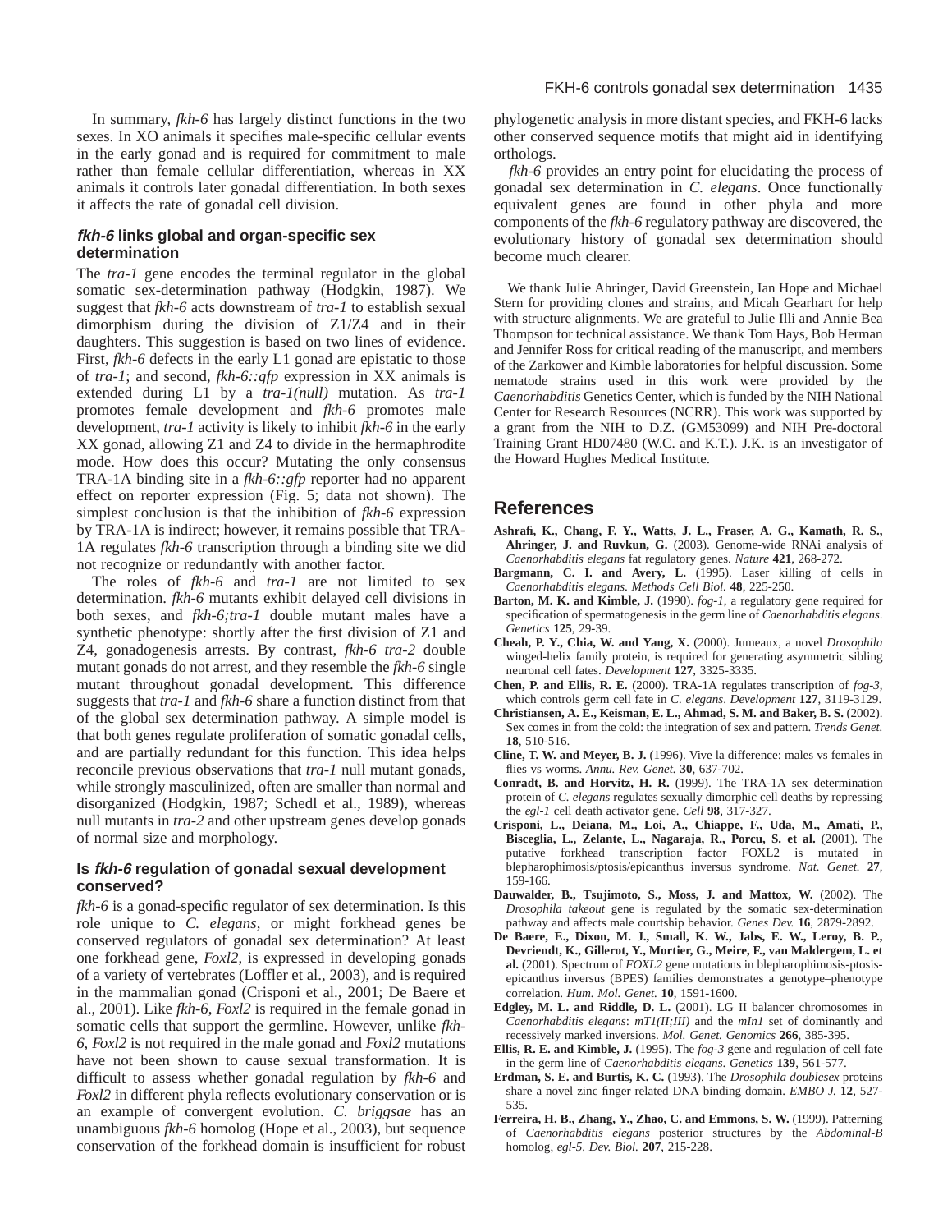In summary, *fkh-6* has largely distinct functions in the two sexes. In XO animals it specifies male-specific cellular events in the early gonad and is required for commitment to male rather than female cellular differentiation, whereas in XX animals it controls later gonadal differentiation. In both sexes it affects the rate of gonadal cell division.

### *fkh-6* links global and organ-specific sex determination

The *tra-1* gene encodes the terminal regulator in the global somatic sex-determination pathway (Hodgkin, 1987). We suggest that *fkh-6* acts downstream of *tra-1* to establish sexual dimorphism during the division of Z1/Z4 and in their daughters. This suggestion is based on two lines of evidence. First, *fkh-6* defects in the early L1 gonad are epistatic to those of *tra-1*; and second, *fkh-6::gfp* expression in XX animals is extended during L1 by a *tra-1(null)* mutation. As *tra-1* promotes female development and *fkh-6* promotes male development, *tra-1* activity is likely to inhibit *fkh-6* in the early XX gonad, allowing Z1 and Z4 to divide in the hermaphrodite mode. How does this occur? Mutating the only consensus TRA-1A binding site in a *fkh-6::gfp* reporter had no apparent effect on reporter expression (Fig. 5; data not shown). The simplest conclusion is that the inhibition of *fkh-6* expression by TRA-1A is indirect; however, it remains possible that TRA-1A regulates *fkh-6* transcription through a binding site we did not recognize or redundantly with another factor.

The roles of *fkh-6* and *tra-1* are not limited to sex determination. *fkh-6* mutants exhibit delayed cell divisions in both sexes, and *fkh-6;tra-1* double mutant males have a synthetic phenotype: shortly after the first division of Z1 and Z4, gonadogenesis arrests. By contrast, *fkh-6 tra-2* double mutant gonads do not arrest, and they resemble the *fkh-6* single mutant throughout gonadal development. This difference suggests that *tra-1* and *fkh-6* share a function distinct from that of the global sex determination pathway. A simple model is that both genes regulate proliferation of somatic gonadal cells, and are partially redundant for this function. This idea helps reconcile previous observations that *tra-1* null mutant gonads, while strongly masculinized, often are smaller than normal and disorganized (Hodgkin, 1987; Schedl et al., 1989), whereas null mutants in *tra-2* and other upstream genes develop gonads of normal size and morphology.

### Is *fkh-6* regulation of gonadal sexual development conserved?

*fkh-6* is a gonad-specific regulator of sex determination. Is this role unique to *C. elegans*, or might forkhead genes be conserved regulators of gonadal sex determination? At least one forkhead gene, *Foxl2*, is expressed in developing gonads of a variety of vertebrates (Loffler et al., 2003), and is required in the mammalian gonad (Crisponi et al., 2001; De Baere et al., 2001). Like *fkh-6*, *Foxl2* is required in the female gonad in somatic cells that support the germline. However, unlike *fkh-6*, *Foxl2* is not required in the male gonad and *Foxl2* mutations have not been shown to cause sexual transformation. It is difficult to assess whether gonadal regulation by *fkh-6* and *Foxl2* in different phyla reflects evolutionary conservation or is an example of convergent evolution. *C. briggsae* has an unambiguous *fkh-6* homolog (Hope et al., 2003), but sequence conservation of the forkhead domain is insufficient for robust phylogenetic analysis in more distant species, and FKH-6 lacks other conserved sequence motifs that might aid in identifying orthologs.

*fkh-6* provides an entry point for elucidating the process of gonadal sex determination in *C. elegans*. Once functionally equivalent genes are found in other phyla and more components of the *fkh-6* regulatory pathway are discovered, the evolutionary history of gonadal sex determination should become much clearer.

We thank Julie Ahringer, David Greenstein, Ian Hope and Michael Stern for providing clones and strains, and Micah Gearhart for help with structure alignments. We are grateful to Julie Illi and Annie Bea Thompson for technical assistance. We thank Tom Hays, Bob Herman and Jennifer Ross for critical reading of the manuscript, and members of the Zarkower and Kimble laboratories for helpful discussion. Some nematode strains used in this work were provided by the *Caenorhabditis* Genetics Center, which is funded by the NIH National Center for Research Resources (NCRR). This work was supported by a grant from the NIH to D.Z. (GM53099) and NIH Pre-doctoral Training Grant HD07480 (W.C. and K.T.). J.K. is an investigator of the Howard Hughes Medical Institute.

## References

**Ashrafi, K., Chang, F. Y., Watts, J. L., Fraser, A. G., Kamath, R. S., Ahringer, J. and Ruvkun, G.** (2003). Genome-wide RNAi analysis of *Caenorhabditis elegans* fat regulatory genes. *Nature* **421**, 268-272.

**Bargmann, C. I. and Avery, L.** (1995). Laser killing of cells in *Caenorhabditis elegans*. *Methods Cell Biol.* **48**, 225-250.

**Barton, M. K. and Kimble, J.** (1990). *fog-1*, a regulatory gene required for specification of spermatogenesis in the germ line of *Caenorhabditis elegans*. *Genetics* **125**, 29-39.

**Cheah, P. Y., Chia, W. and Yang, X.** (2000). Jumeaux, a novel *Drosophila* winged-helix family protein, is required for generating asymmetric sibling neuronal cell fates. *Development* **127**, 3325-3335.

**Chen, P. and Ellis, R. E.** (2000). TRA-1A regulates transcription of *fog-3*, which controls germ cell fate in *C. elegans*. *Development* **127**, 3119-3129.

**Christiansen, A. E., Keisman, E. L., Ahmad, S. M. and Baker, B. S.** (2002). Sex comes in from the cold: the integration of sex and pattern. *Trends Genet.* **18**, 510-516.

**Cline, T. W. and Meyer, B. J.** (1996). Vive la difference: males vs females in flies vs worms. *Annu. Rev. Genet.* **30**, 637-702.

**Conradt, B. and Horvitz, H. R.** (1999). The TRA-1A sex determination protein of *C. elegans* regulates sexually dimorphic cell deaths by repressing the *egl-1* cell death activator gene. *Cell* **98**, 317-327.

**Crisponi, L., Deiana, M., Loi, A., Chiappe, F., Uda, M., Amati, P., Bisceglia, L., Zelante, L., Nagaraja, R., Porcu, S. et al.** (2001). The putative forkhead transcription factor FOXL2 is mutated in blepharophimosis/ptosis/epicanthus inversus syndrome. *Nat. Genet.* **27**, 159-166.

**Dauwalder, B., Tsujimoto, S., Moss, J. and Mattox, W.** (2002). The *Drosophila takeout* gene is regulated by the somatic sex-determination pathway and affects male courtship behavior. *Genes Dev.* **16**, 2879-2892.

**De Baere, E., Dixon, M. J., Small, K. W., Jabs, E. W., Leroy, B. P., Devriendt, K., Gillerot, Y., Mortier, G., Meire, F., van Maldergem, L. et al.** (2001). Spectrum of *FOXL2* gene mutations in blepharophimosis-ptosis-epicanthus inversus (BPES) families demonstrates a genotype–phenotype correlation. *Hum. Mol. Genet.* **10**, 1591-1600.

**Edgley, M. L. and Riddle, D. L.** (2001). LG II balancer chromosomes in *Caenorhabditis elegans*: *mT1(II;III)* and the *mIn1* set of dominantly and recessively marked inversions. *Mol. Genet. Genomics* **266**, 385-395.

**Ellis, R. E. and Kimble, J.** (1995). The *fog-3* gene and regulation of cell fate in the germ line of *Caenorhabditis elegans*. *Genetics* **139**, 561-577.

**Erdman, S. E. and Burtis, K. C.** (1993). The *Drosophila doublesex* proteins share a novel zinc finger related DNA binding domain. *EMBO J.* **12**, 527-535.

**Ferreira, H. B., Zhang, Y., Zhao, C. and Emmons, S. W.** (1999). Patterning of *Caenorhabditis elegans* posterior structures by the *Abdominal-B* homolog, *egl-5*. *Dev. Biol.* **207**, 215-228.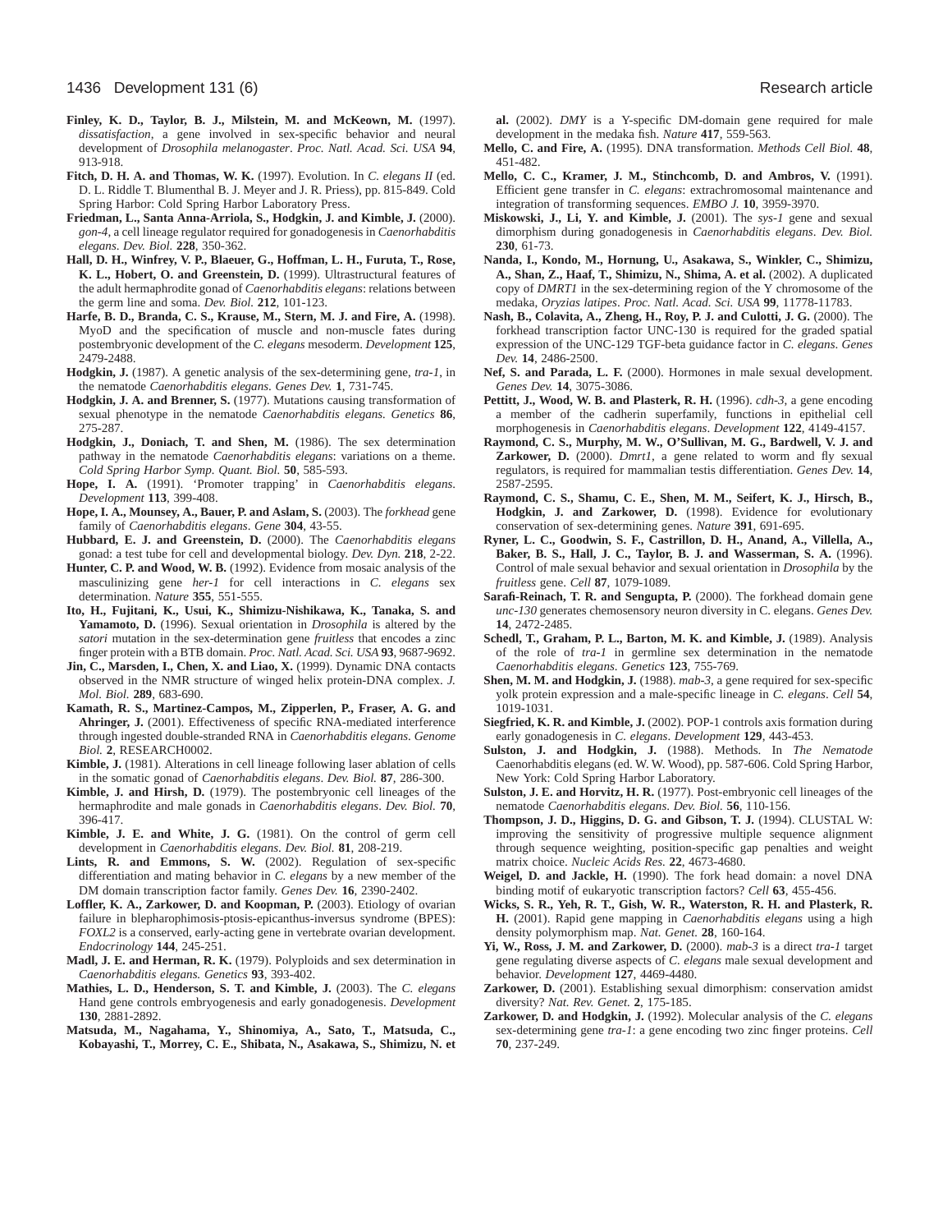**Finley, K. D., Taylor, B. J., Milstein, M. and McKeown, M.** (1997). *dissatisfaction*, a gene involved in sex-specific behavior and neural development of *Drosophila melanogaster*. *Proc. Natl. Acad. Sci. USA* **94**, 913-918.

**Fitch, D. H. A. and Thomas, W. K.** (1997). Evolution. In *C. elegans II* (ed. D. L. Riddle T. Blumenthal B. J. Meyer and J. R. Priess), pp. 815-849. Cold Spring Harbor: Cold Spring Harbor Laboratory Press.

**Friedman, L., Santa Anna-Arriola, S., Hodgkin, J. and Kimble, J.** (2000). *gon-4*, a cell lineage regulator required for gonadogenesis in *Caenorhabditis elegans*. *Dev. Biol.* **228**, 350-362.

**Hall, D. H., Winfrey, V. P., Blaeuer, G., Hoffman, L. H., Furuta, T., Rose, K. L., Hobert, O. and Greenstein, D.** (1999). Ultrastructural features of the adult hermaphrodite gonad of *Caenorhabditis elegans*: relations between the germ line and soma. *Dev. Biol.* **212**, 101-123.

**Harfe, B. D., Branda, C. S., Krause, M., Stern, M. J. and Fire, A.** (1998). MyoD and the specification of muscle and non-muscle fates during postembryonic development of the *C. elegans* mesoderm. *Development* **125**, 2479-2488.

**Hodgkin, J.** (1987). A genetic analysis of the sex-determining gene, *tra-1*, in the nematode *Caenorhabditis elegans*. *Genes Dev.* **1**, 731-745.

**Hodgkin, J. A. and Brenner, S.** (1977). Mutations causing transformation of sexual phenotype in the nematode *Caenorhabditis elegans*. *Genetics* **86**, 275-287.

**Hodgkin, J., Doniach, T. and Shen, M.** (1986). The sex determination pathway in the nematode *Caenorhabditis elegans*: variations on a theme. *Cold Spring Harbor Symp. Quant. Biol.* **50**, 585-593.

**Hope, I. A.** (1991). 'Promoter trapping' in *Caenorhabditis elegans*. *Development* **113**, 399-408.

**Hope, I. A., Mounsey, A., Bauer, P. and Aslam, S.** (2003). The *forkhead* gene family of *Caenorhabditis elegans*. *Gene* **304**, 43-55.

**Hubbard, E. J. and Greenstein, D.** (2000). The *Caenorhabditis elegans* gonad: a test tube for cell and developmental biology. *Dev. Dyn.* **218**, 2-22.

**Hunter, C. P. and Wood, W. B.** (1992). Evidence from mosaic analysis of the masculinizing gene *her-1* for cell interactions in *C. elegans* sex determination. *Nature* **355**, 551-555.

**Ito, H., Fujitani, K., Usui, K., Shimizu-Nishikawa, K., Tanaka, S. and Yamamoto, D.** (1996). Sexual orientation in *Drosophila* is altered by the *satori* mutation in the sex-determination gene *fruitless* that encodes a zinc finger protein with a BTB domain. *Proc. Natl. Acad. Sci. USA* **93**, 9687-9692.

**Jin, C., Marsden, I., Chen, X. and Liao, X.** (1999). Dynamic DNA contacts observed in the NMR structure of winged helix protein-DNA complex. *J. Mol. Biol.* **289**, 683-690.

**Kamath, R. S., Martinez-Campos, M., Zipperlen, P., Fraser, A. G. and Ahringer, J.** (2001). Effectiveness of specific RNA-mediated interference through ingested double-stranded RNA in *Caenorhabditis elegans*. *Genome Biol.* **2**, RESEARCH0002.

**Kimble, J.** (1981). Alterations in cell lineage following laser ablation of cells in the somatic gonad of *Caenorhabditis elegans*. *Dev. Biol.* **87**, 286-300.

**Kimble, J. and Hirsh, D.** (1979). The postembryonic cell lineages of the hermaphrodite and male gonads in *Caenorhabditis elegans*. *Dev. Biol.* **70**, 396-417.

**Kimble, J. E. and White, J. G.** (1981). On the control of germ cell development in *Caenorhabditis elegans*. *Dev. Biol.* **81**, 208-219.

**Lints, R. and Emmons, S. W.** (2002). Regulation of sex-specific differentiation and mating behavior in *C. elegans* by a new member of the DM domain transcription factor family. *Genes Dev.* **16**, 2390-2402.

**Loffler, K. A., Zarkower, D. and Koopman, P.** (2003). Etiology of ovarian failure in blepharophimosis-ptosis-epicanthus-inversus syndrome (BPES): *FOXL2* is a conserved, early-acting gene in vertebrate ovarian development. *Endocrinology* **144**, 245-251.

**Madl, J. E. and Herman, R. K.** (1979). Polyploids and sex determination in *Caenorhabditis elegans*. *Genetics* **93**, 393-402.

**Mathies, L. D., Henderson, S. T. and Kimble, J.** (2003). The *C. elegans* Hand gene controls embryogenesis and early gonadogenesis. *Development* **130**, 2881-2892.

**Matsuda, M., Nagahama, Y., Shinomiya, A., Sato, T., Matsuda, C., Kobayashi, T., Morrey, C. E., Shibata, N., Asakawa, S., Shimizu, N. et al.** (2002). *DMY* is a Y-specific DM-domain gene required for male development in the medaka fish. *Nature* **417**, 559-563.

**Mello, C. and Fire, A.** (1995). DNA transformation. *Methods Cell Biol.* **48**, 451-482.

**Mello, C. C., Kramer, J. M., Stinchcomb, D. and Ambros, V.** (1991). Efficient gene transfer in *C. elegans*: extrachromosomal maintenance and integration of transforming sequences. *EMBO J.* **10**, 3959-3970.

**Miskowski, J., Li, Y. and Kimble, J.** (2001). The *sys-1* gene and sexual dimorphism during gonadogenesis in *Caenorhabditis elegans*. *Dev. Biol.* **230**, 61-73.

**Nanda, I., Kondo, M., Hornung, U., Asakawa, S., Winkler, C., Shimizu, A., Shan, Z., Haaf, T., Shimizu, N., Shima, A. et al.** (2002). A duplicated copy of *DMRT1* in the sex-determining region of the Y chromosome of the medaka, *Oryzias latipes*. *Proc. Natl. Acad. Sci. USA* **99**, 11778-11783.

**Nash, B., Colavita, A., Zheng, H., Roy, P. J. and Culotti, J. G.** (2000). The forkhead transcription factor UNC-130 is required for the graded spatial expression of the UNC-129 TGF-beta guidance factor in *C. elegans*. *Genes Dev.* **14**, 2486-2500.

**Nef, S. and Parada, L. F.** (2000). Hormones in male sexual development. *Genes Dev.* **14**, 3075-3086.

**Pettitt, J., Wood, W. B. and Plasterk, R. H.** (1996). *cdh-3*, a gene encoding a member of the cadherin superfamily, functions in epithelial cell morphogenesis in *Caenorhabditis elegans*. *Development* **122**, 4149-4157.

**Raymond, C. S., Murphy, M. W., O'Sullivan, M. G., Bardwell, V. J. and Zarkower, D.** (2000). *Dmrt1*, a gene related to worm and fly sexual regulators, is required for mammalian testis differentiation. *Genes Dev.* **14**, 2587-2595.

**Raymond, C. S., Shamu, C. E., Shen, M. M., Seifert, K. J., Hirsch, B., Hodgkin, J. and Zarkower, D.** (1998). Evidence for evolutionary conservation of sex-determining genes. *Nature* **391**, 691-695.

**Ryner, L. C., Goodwin, S. F., Castrillon, D. H., Anand, A., Villella, A., Baker, B. S., Hall, J. C., Taylor, B. J. and Wasserman, S. A.** (1996). Control of male sexual behavior and sexual orientation in *Drosophila* by the *fruitless* gene. *Cell* **87**, 1079-1089.

**Sarafi-Reinach, T. R. and Sengupta, P.** (2000). The forkhead domain gene *unc-130* generates chemosensory neuron diversity in C. elegans. *Genes Dev.* **14**, 2472-2485.

**Schedl, T., Graham, P. L., Barton, M. K. and Kimble, J.** (1989). Analysis of the role of *tra-1* in germline sex determination in the nematode *Caenorhabditis elegans*. *Genetics* **123**, 755-769.

**Shen, M. M. and Hodgkin, J.** (1988). *mab-3*, a gene required for sex-specific yolk protein expression and a male-specific lineage in *C. elegans*. *Cell* **54**, 1019-1031.

**Siegfried, K. R. and Kimble, J.** (2002). POP-1 controls axis formation during early gonadogenesis in *C. elegans*. *Development* **129**, 443-453.

**Sulston, J. and Hodgkin, J.** (1988). Methods. In *The Nematode* Caenorhabditis elegans (ed. W. W. Wood), pp. 587-606. Cold Spring Harbor, New York: Cold Spring Harbor Laboratory.

**Sulston, J. E. and Horvitz, H. R.** (1977). Post-embryonic cell lineages of the nematode *Caenorhabditis elegans*. *Dev. Biol.* **56**, 110-156.

**Thompson, J. D., Higgins, D. G. and Gibson, T. J.** (1994). CLUSTAL W: improving the sensitivity of progressive multiple sequence alignment through sequence weighting, position-specific gap penalties and weight matrix choice. *Nucleic Acids Res.* **22**, 4673-4680.

**Weigel, D. and Jackle, H.** (1990). The fork head domain: a novel DNA binding motif of eukaryotic transcription factors? *Cell* **63**, 455-456.

**Wicks, S. R., Yeh, R. T., Gish, W. R., Waterston, R. H. and Plasterk, R. H.** (2001). Rapid gene mapping in *Caenorhabditis elegans* using a high density polymorphism map. *Nat. Genet.* **28**, 160-164.

**Yi, W., Ross, J. M. and Zarkower, D.** (2000). *mab-3* is a direct *tra-1* target gene regulating diverse aspects of *C. elegans* male sexual development and behavior. *Development* **127**, 4469-4480.

**Zarkower, D.** (2001). Establishing sexual dimorphism: conservation amidst diversity? *Nat. Rev. Genet.* **2**, 175-185.

**Zarkower, D. and Hodgkin, J.** (1992). Molecular analysis of the *C. elegans* sex-determining gene *tra-1*: a gene encoding two zinc finger proteins. *Cell* **70**, 237-249.